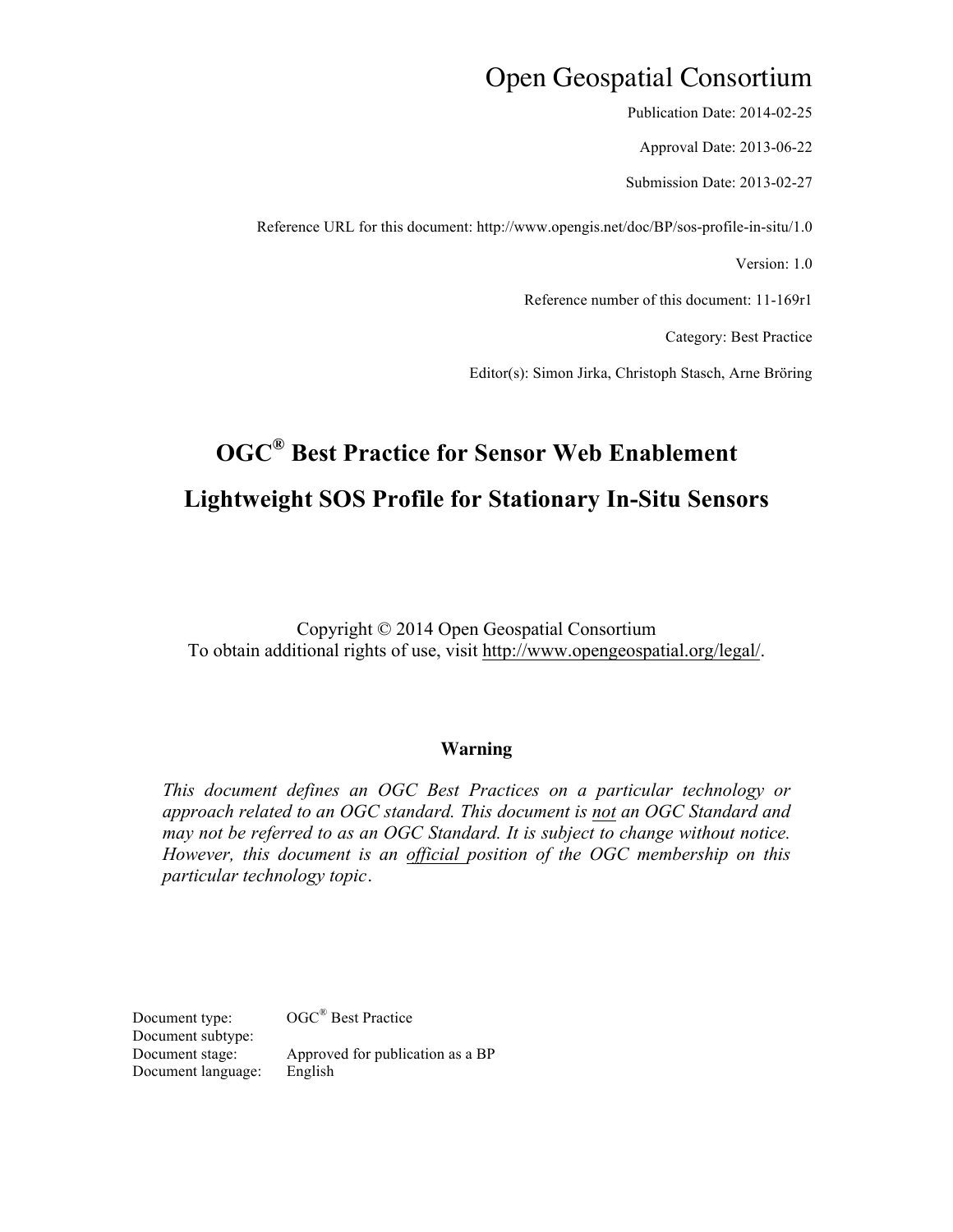# Open Geospatial Consortium

Publication Date: 2014-02-25

Approval Date: 2013-06-22

Submission Date: 2013-02-27

Reference URL for this document: http://www.opengis.net/doc/BP/sos-profile-in-situ/1.0

Version: 1.0

Reference number of this document: 11-169r1

Category: Best Practice

Editor(s): Simon Jirka, Christoph Stasch, Arne Bröring

## OGC® Best Practice for Sensor Web Enablement

## Lightweight SOS Profile for Stationary In-Situ Sensors

Copyright © 2014 Open Geospatial Consortium
To obtain additional rights of use, visit http://www.opengeospatial.org/legal/.

**Warning**

*This document defines an OGC Best Practices on a particular technology or approach related to an OGC standard. This document is not an OGC Standard and may not be referred to as an OGC Standard. It is subject to change without notice. However, this document is an official position of the OGC membership on this particular technology topic.*

Document type: OGC® Best Practice
Document subtype:
Document stage: Approved for publication as a BP
Document language: English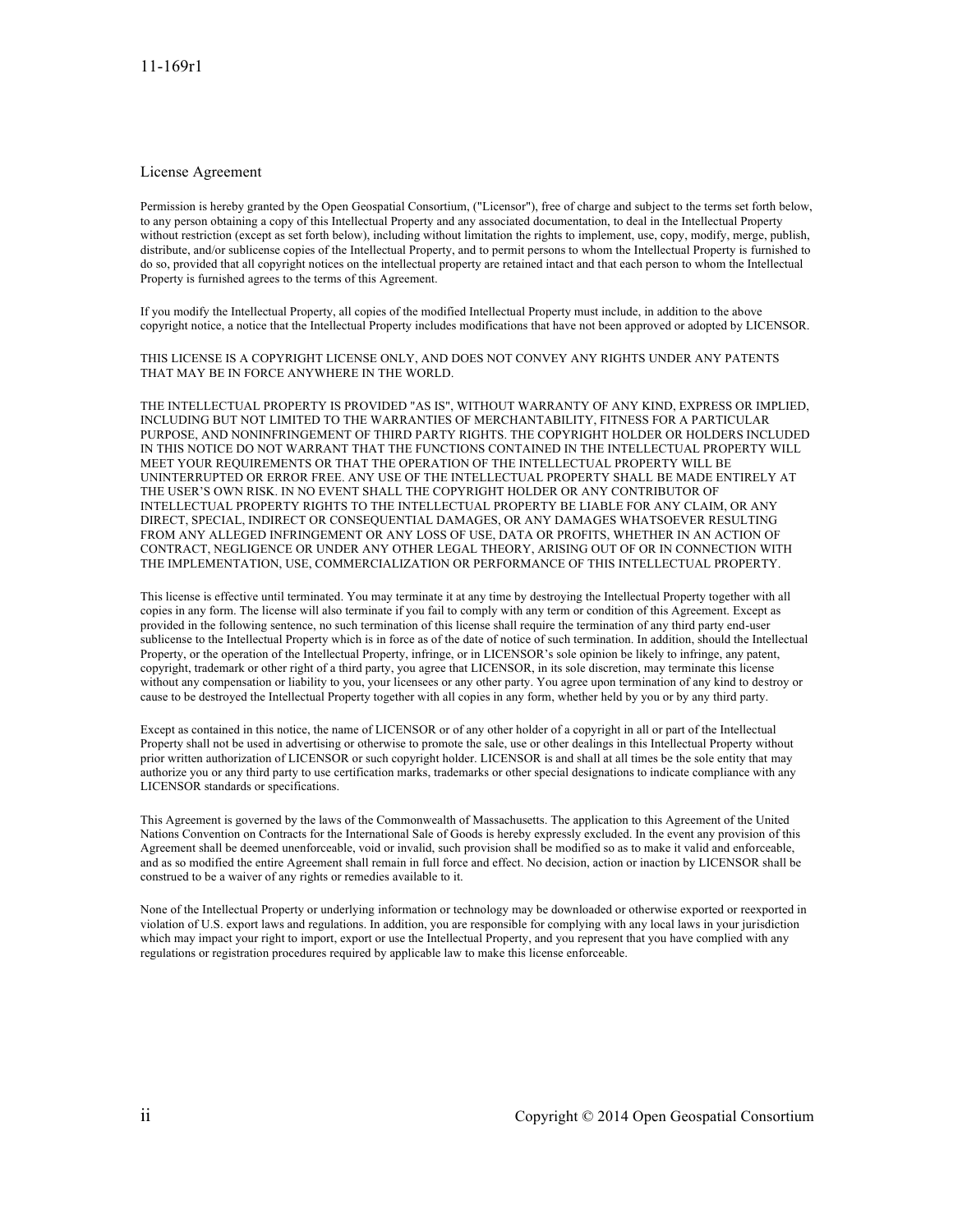## License Agreement

Permission is hereby granted by the Open Geospatial Consortium, ("Licensor"), free of charge and subject to the terms set forth below, to any person obtaining a copy of this Intellectual Property and any associated documentation, to deal in the Intellectual Property without restriction (except as set forth below), including without limitation the rights to implement, use, copy, modify, merge, publish, distribute, and/or sublicense copies of the Intellectual Property, and to permit persons to whom the Intellectual Property is furnished to do so, provided that all copyright notices on the intellectual property are retained intact and that each person to whom the Intellectual Property is furnished agrees to the terms of this Agreement.

If you modify the Intellectual Property, all copies of the modified Intellectual Property must include, in addition to the above copyright notice, a notice that the Intellectual Property includes modifications that have not been approved or adopted by LICENSOR.

THIS LICENSE IS A COPYRIGHT LICENSE ONLY, AND DOES NOT CONVEY ANY RIGHTS UNDER ANY PATENTS THAT MAY BE IN FORCE ANYWHERE IN THE WORLD.

THE INTELLECTUAL PROPERTY IS PROVIDED "AS IS", WITHOUT WARRANTY OF ANY KIND, EXPRESS OR IMPLIED, INCLUDING BUT NOT LIMITED TO THE WARRANTIES OF MERCHANTABILITY, FITNESS FOR A PARTICULAR PURPOSE, AND NONINFRINGEMENT OF THIRD PARTY RIGHTS. THE COPYRIGHT HOLDER OR HOLDERS INCLUDED IN THIS NOTICE DO NOT WARRANT THAT THE FUNCTIONS CONTAINED IN THE INTELLECTUAL PROPERTY WILL MEET YOUR REQUIREMENTS OR THAT THE OPERATION OF THE INTELLECTUAL PROPERTY WILL BE UNINTERRUPTED OR ERROR FREE. ANY USE OF THE INTELLECTUAL PROPERTY SHALL BE MADE ENTIRELY AT THE USER'S OWN RISK. IN NO EVENT SHALL THE COPYRIGHT HOLDER OR ANY CONTRIBUTOR OF INTELLECTUAL PROPERTY RIGHTS TO THE INTELLECTUAL PROPERTY BE LIABLE FOR ANY CLAIM, OR ANY DIRECT, SPECIAL, INDIRECT OR CONSEQUENTIAL DAMAGES, OR ANY DAMAGES WHATSOEVER RESULTING FROM ANY ALLEGED INFRINGEMENT OR ANY LOSS OF USE, DATA OR PROFITS, WHETHER IN AN ACTION OF CONTRACT, NEGLIGENCE OR UNDER ANY OTHER LEGAL THEORY, ARISING OUT OF OR IN CONNECTION WITH THE IMPLEMENTATION, USE, COMMERCIALIZATION OR PERFORMANCE OF THIS INTELLECTUAL PROPERTY.

This license is effective until terminated. You may terminate it at any time by destroying the Intellectual Property together with all copies in any form. The license will also terminate if you fail to comply with any term or condition of this Agreement. Except as provided in the following sentence, no such termination of this license shall require the termination of any third party end-user sublicense to the Intellectual Property which is in force as of the date of notice of such termination. In addition, should the Intellectual Property, or the operation of the Intellectual Property, infringe, or in LICENSOR's sole opinion be likely to infringe, any patent, copyright, trademark or other right of a third party, you agree that LICENSOR, in its sole discretion, may terminate this license without any compensation or liability to you, your licensees or any other party. You agree upon termination of any kind to destroy or cause to be destroyed the Intellectual Property together with all copies in any form, whether held by you or by any third party.

Except as contained in this notice, the name of LICENSOR or of any other holder of a copyright in all or part of the Intellectual Property shall not be used in advertising or otherwise to promote the sale, use or other dealings in this Intellectual Property without prior written authorization of LICENSOR or such copyright holder. LICENSOR is and shall at all times be the sole entity that may authorize you or any third party to use certification marks, trademarks or other special designations to indicate compliance with any LICENSOR standards or specifications.

This Agreement is governed by the laws of the Commonwealth of Massachusetts. The application to this Agreement of the United Nations Convention on Contracts for the International Sale of Goods is hereby expressly excluded. In the event any provision of this Agreement shall be deemed unenforceable, void or invalid, such provision shall be modified so as to make it valid and enforceable, and as so modified the entire Agreement shall remain in full force and effect. No decision, action or inaction by LICENSOR shall be construed to be a waiver of any rights or remedies available to it.

None of the Intellectual Property or underlying information or technology may be downloaded or otherwise exported or reexported in violation of U.S. export laws and regulations. In addition, you are responsible for complying with any local laws in your jurisdiction which may impact your right to import, export or use the Intellectual Property, and you represent that you have complied with any regulations or registration procedures required by applicable law to make this license enforceable.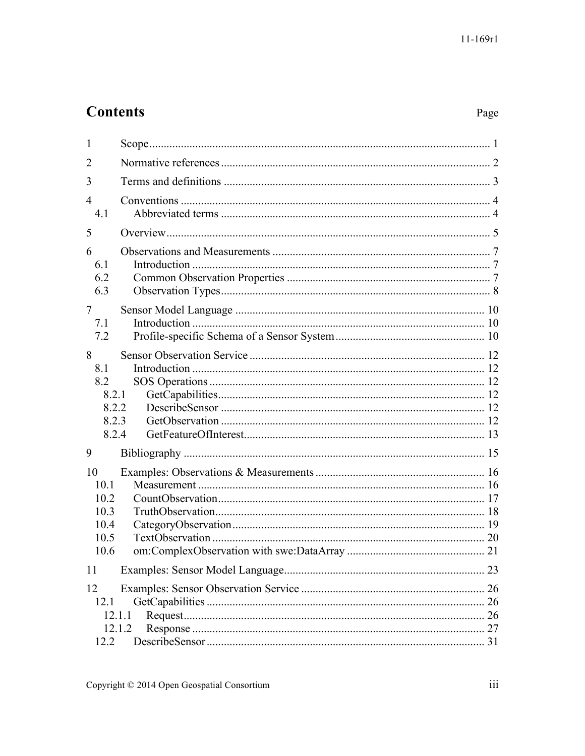# Contents

Page

1 Scope ........................................................................................................................ 1

2 Normative references ............................................................................................. 2

3 Terms and definitions ............................................................................................. 3

4 Conventions ............................................................................................................ 4

 4.1 Abbreviated terms .............................................................................................. 4

5 Overview ................................................................................................................. 5

6 Observations and Measurements ........................................................................... 7

 6.1 Introduction ........................................................................................................ 7

 6.2 Common Observation Properties ....................................................................... 7

 6.3 Observation Types .............................................................................................. 8

7 Sensor Model Language ....................................................................................... 10

 7.1 Introduction ...................................................................................................... 10

 7.2 Profile-specific Schema of a Sensor System .................................................... 10

8 Sensor Observation Service .................................................................................. 12

 8.1 Introduction ...................................................................................................... 12

 8.2 SOS Operations ................................................................................................ 12

  8.2.1 GetCapabilities ............................................................................................. 12

  8.2.2 DescribeSensor ............................................................................................ 12

  8.2.3 GetObservation ............................................................................................ 12

  8.2.4 GetFeatureOfInterest .................................................................................... 13

9 Bibliography ......................................................................................................... 15

10 Examples: Observations & Measurements ........................................................... 16

 10.1 Measurement .................................................................................................... 16

 10.2 CountObservation ............................................................................................. 17

 10.3 TruthObservation .............................................................................................. 18

 10.4 CategoryObservation ........................................................................................ 19

 10.5 TextObservation ............................................................................................... 20

 10.6 om:ComplexObservation with swe:DataArray ................................................ 21

11 Examples: Sensor Model Language ..................................................................... 23

12 Examples: Sensor Observation Service ................................................................ 26

 12.1 GetCapabilities ................................................................................................. 26

  12.1.1 Request ......................................................................................................... 26

  12.1.2 Response ...................................................................................................... 27

 12.2 DescribeSensor ................................................................................................. 31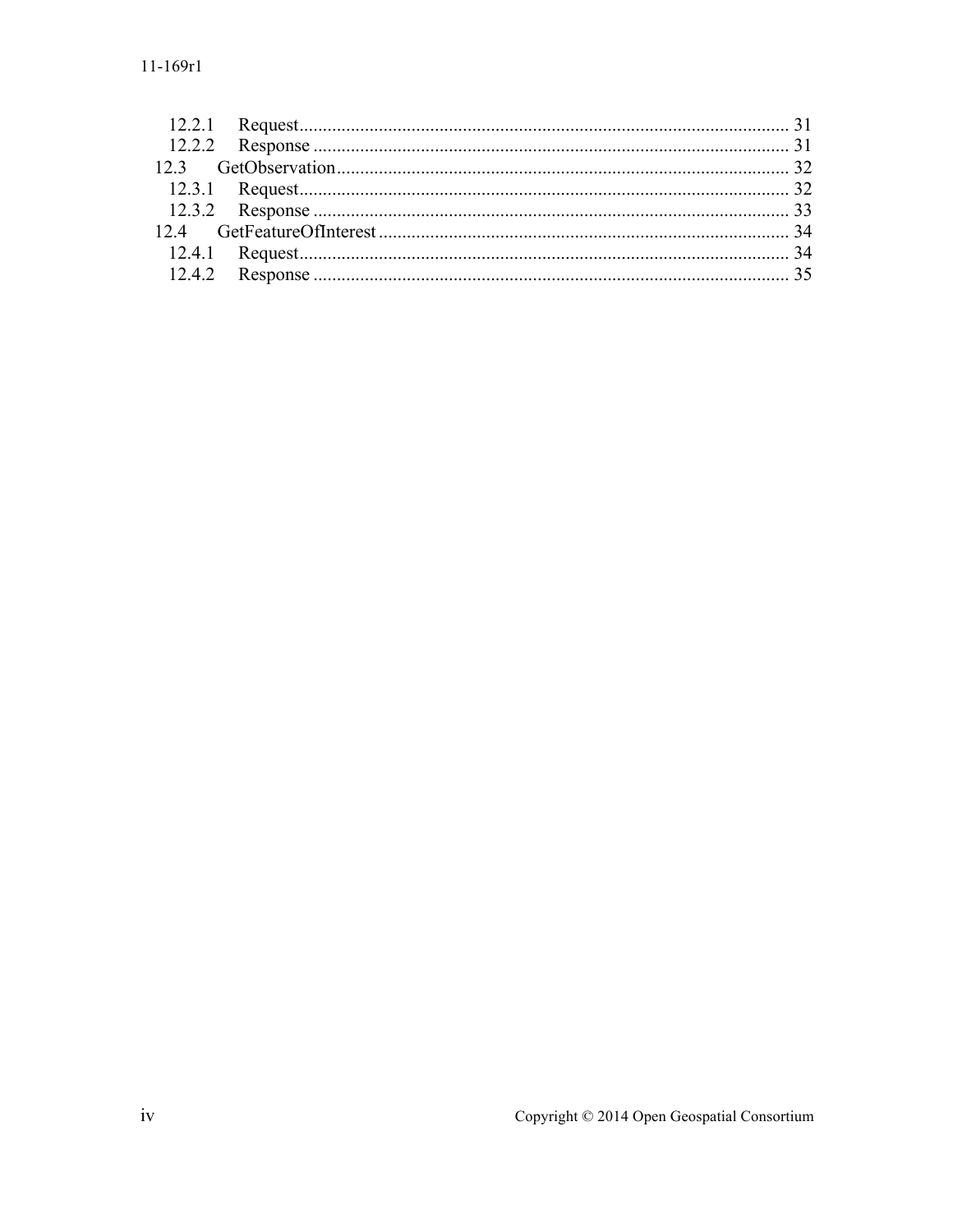12.2.1 Request ........................................................................................................ 31
12.2.2 Response ..................................................................................................... 31
12.3 GetObservation ................................................................................................ 32
12.3.1 Request ........................................................................................................ 32
12.3.2 Response ..................................................................................................... 33
12.4 GetFeatureOfInterest ....................................................................................... 34
12.4.1 Request ........................................................................................................ 34
12.4.2 Response ..................................................................................................... 35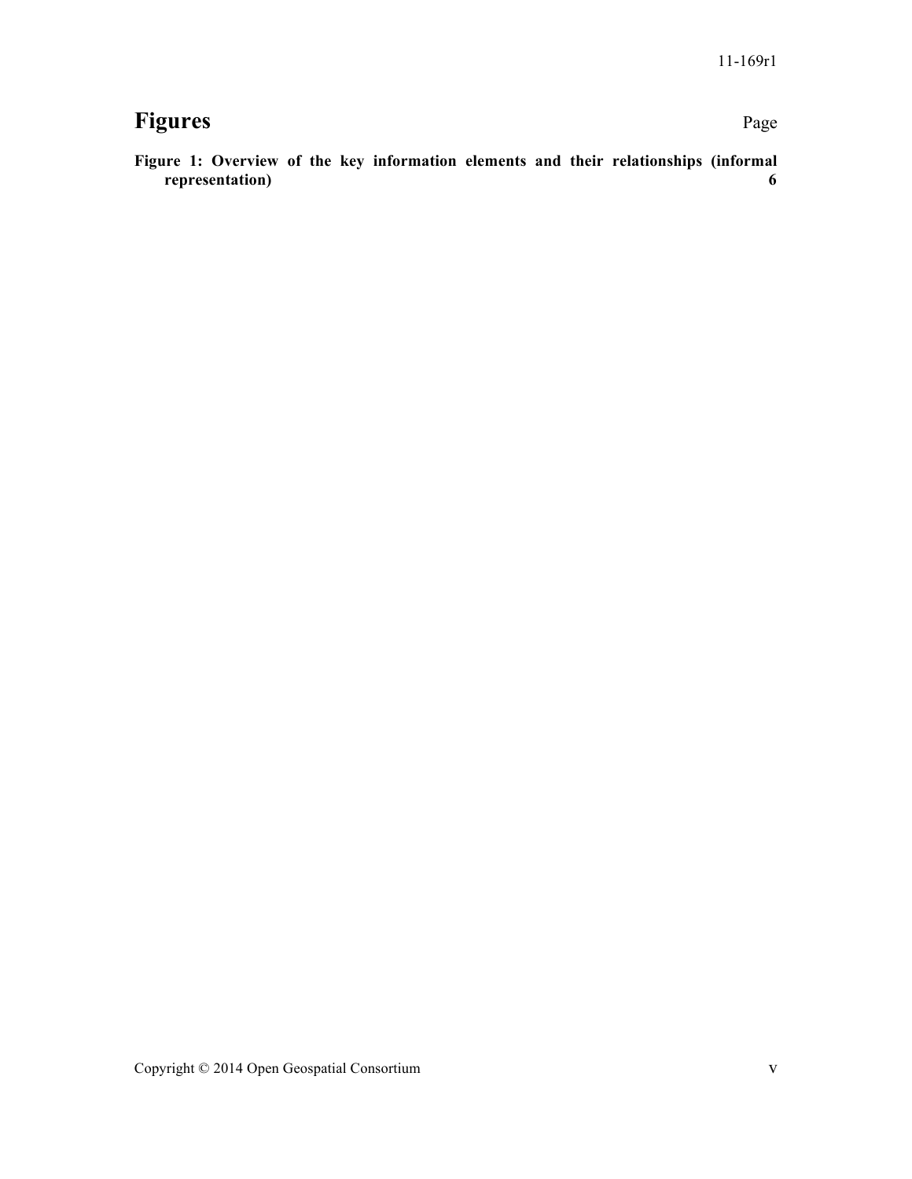# Figures

Page

**Figure 1: Overview of the key information elements and their relationships (informal representation) 6**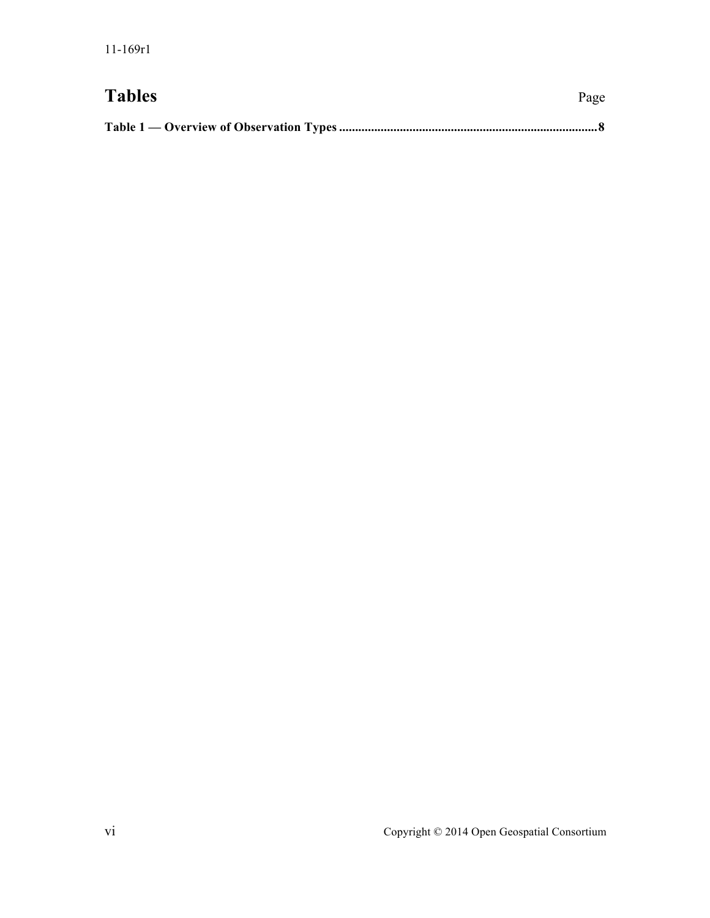# Tables

Page

**Table 1 — Overview of Observation Types ................................................................................ 8**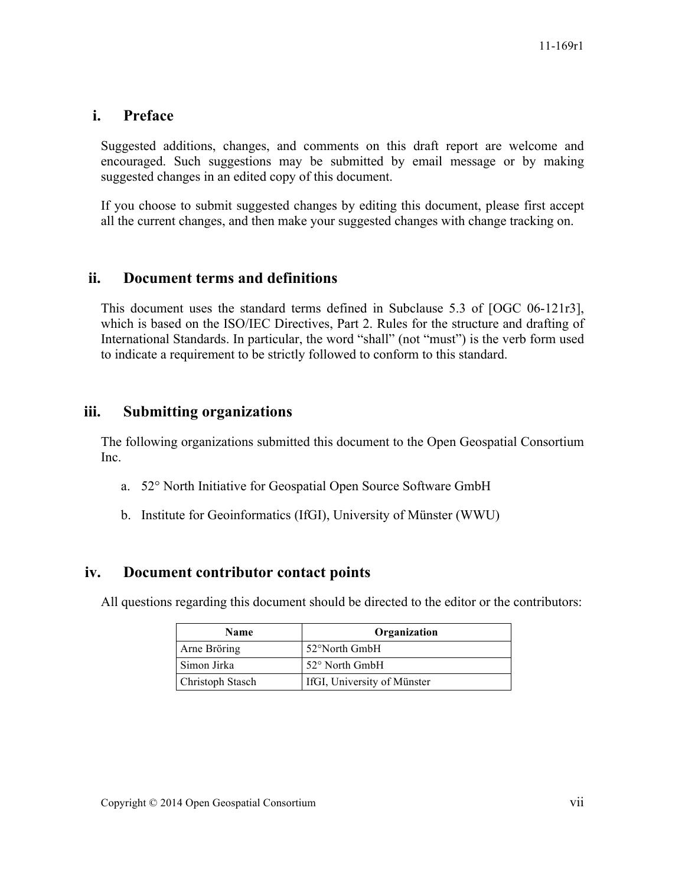## i. Preface

Suggested additions, changes, and comments on this draft report are welcome and encouraged. Such suggestions may be submitted by email message or by making suggested changes in an edited copy of this document.

If you choose to submit suggested changes by editing this document, please first accept all the current changes, and then make your suggested changes with change tracking on.

## ii. Document terms and definitions

This document uses the standard terms defined in Subclause 5.3 of [OGC 06-121r3], which is based on the ISO/IEC Directives, Part 2. Rules for the structure and drafting of International Standards. In particular, the word “shall” (not “must”) is the verb form used to indicate a requirement to be strictly followed to conform to this standard.

## iii. Submitting organizations

The following organizations submitted this document to the Open Geospatial Consortium Inc.

a. 52° North Initiative for Geospatial Open Source Software GmbH

b. Institute for Geoinformatics (IfGI), University of Münster (WWU)

## iv. Document contributor contact points

All questions regarding this document should be directed to the editor or the contributors:

| Name | Organization |
|---|---|
| Arne Bröring | 52°North GmbH |
| Simon Jirka | 52° North GmbH |
| Christoph Stasch | IfGI, University of Münster |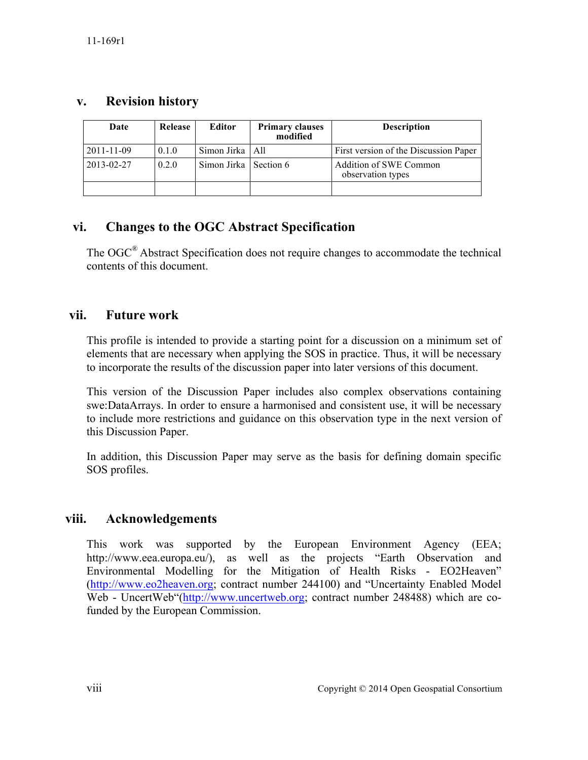## v. Revision history

| Date | Release | Editor | Primary clauses modified | Description |
|---|---|---|---|---|
| 2011-11-09 | 0.1.0 | Simon Jirka | All | First version of the Discussion Paper |
| 2013-02-27 | 0.2.0 | Simon Jirka | Section 6 | Addition of SWE Common observation types |
| | | | | |

## vi. Changes to the OGC Abstract Specification

The OGC® Abstract Specification does not require changes to accommodate the technical contents of this document.

## vii. Future work

This profile is intended to provide a starting point for a discussion on a minimum set of elements that are necessary when applying the SOS in practice. Thus, it will be necessary to incorporate the results of the discussion paper into later versions of this document.

This version of the Discussion Paper includes also complex observations containing swe:DataArrays. In order to ensure a harmonised and consistent use, it will be necessary to include more restrictions and guidance on this observation type in the next version of this Discussion Paper.

In addition, this Discussion Paper may serve as the basis for defining domain specific SOS profiles.

## viii. Acknowledgements

This work was supported by the European Environment Agency (EEA; http://www.eea.europa.eu/), as well as the projects "Earth Observation and Environmental Modelling for the Mitigation of Health Risks - EO2Heaven" (http://www.eo2heaven.org; contract number 244100) and "Uncertainty Enabled Model Web - UncertWeb"(http://www.uncertweb.org; contract number 248488) which are co-funded by the European Commission.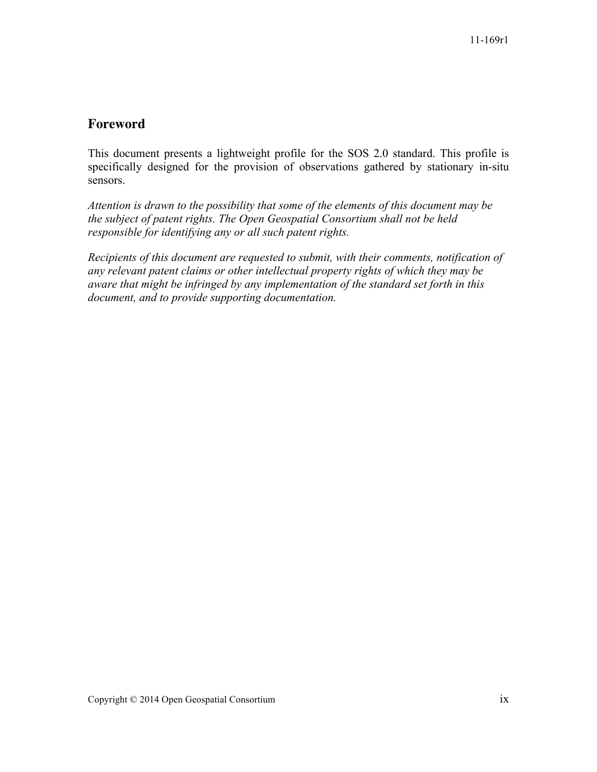## Foreword

This document presents a lightweight profile for the SOS 2.0 standard. This profile is specifically designed for the provision of observations gathered by stationary in-situ sensors.

*Attention is drawn to the possibility that some of the elements of this document may be the subject of patent rights. The Open Geospatial Consortium shall not be held responsible for identifying any or all such patent rights.*

*Recipients of this document are requested to submit, with their comments, notification of any relevant patent claims or other intellectual property rights of which they may be aware that might be infringed by any implementation of the standard set forth in this document, and to provide supporting documentation.*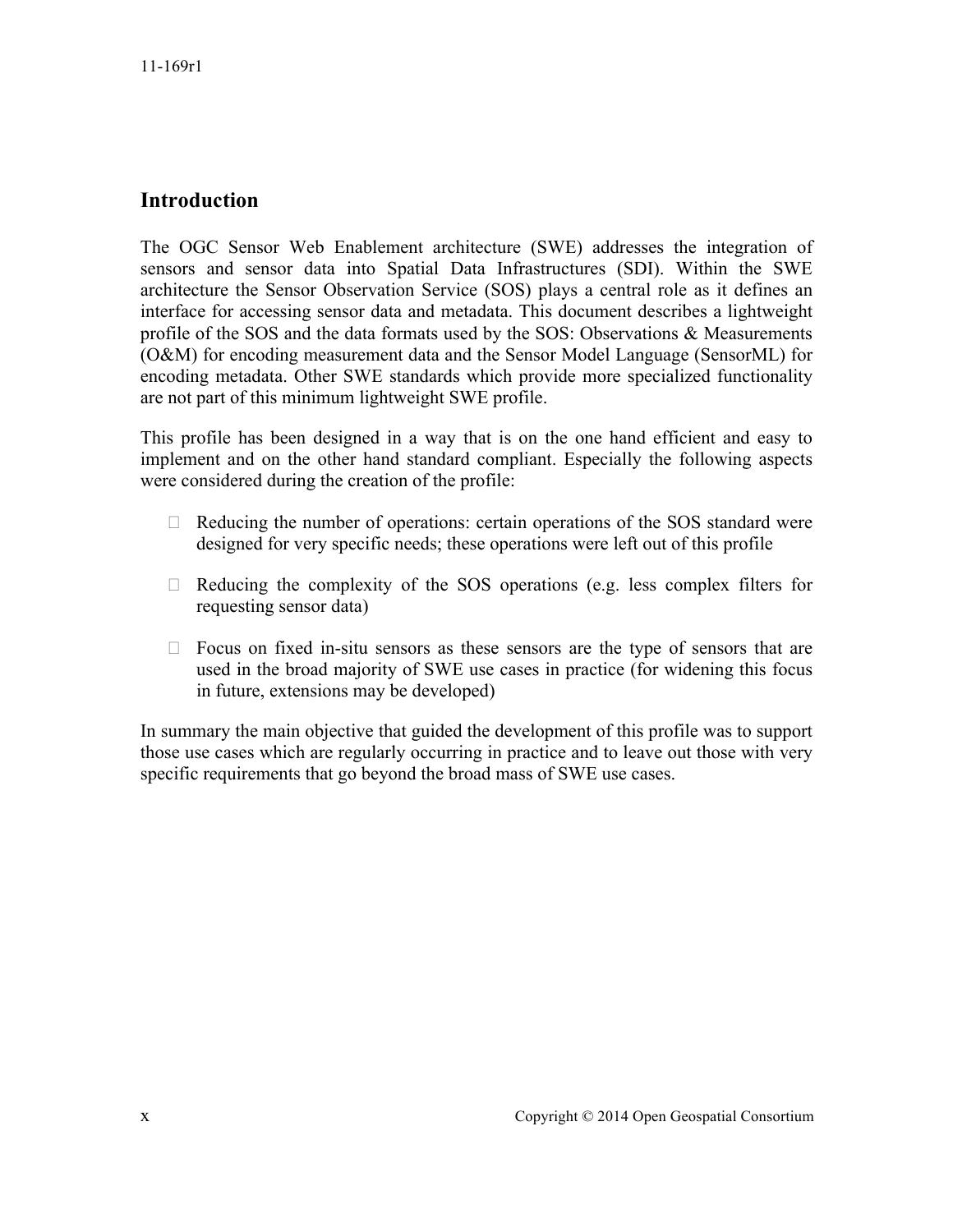## Introduction

The OGC Sensor Web Enablement architecture (SWE) addresses the integration of sensors and sensor data into Spatial Data Infrastructures (SDI). Within the SWE architecture the Sensor Observation Service (SOS) plays a central role as it defines an interface for accessing sensor data and metadata. This document describes a lightweight profile of the SOS and the data formats used by the SOS: Observations & Measurements (O&M) for encoding measurement data and the Sensor Model Language (SensorML) for encoding metadata. Other SWE standards which provide more specialized functionality are not part of this minimum lightweight SWE profile.

This profile has been designed in a way that is on the one hand efficient and easy to implement and on the other hand standard compliant. Especially the following aspects were considered during the creation of the profile:

- Reducing the number of operations: certain operations of the SOS standard were designed for very specific needs; these operations were left out of this profile
- Reducing the complexity of the SOS operations (e.g. less complex filters for requesting sensor data)
- Focus on fixed in-situ sensors as these sensors are the type of sensors that are used in the broad majority of SWE use cases in practice (for widening this focus in future, extensions may be developed)

In summary the main objective that guided the development of this profile was to support those use cases which are regularly occurring in practice and to leave out those with very specific requirements that go beyond the broad mass of SWE use cases.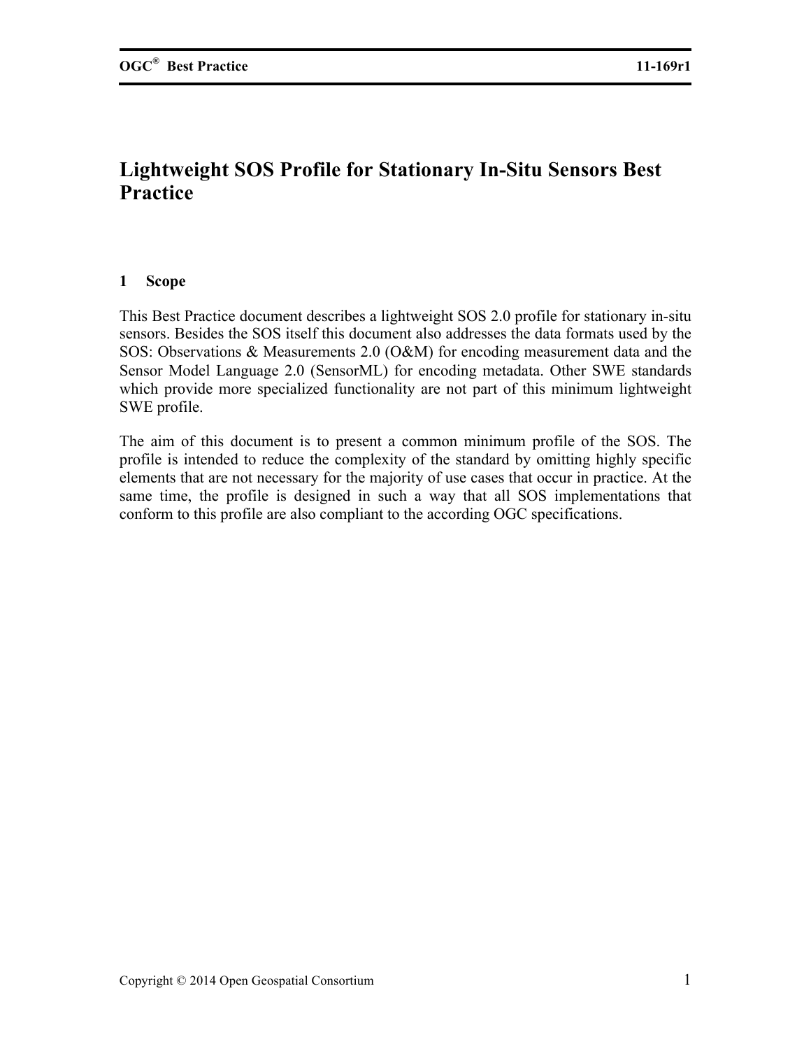# Lightweight SOS Profile for Stationary In-Situ Sensors Best Practice

## 1 Scope

This Best Practice document describes a lightweight SOS 2.0 profile for stationary in-situ sensors. Besides the SOS itself this document also addresses the data formats used by the SOS: Observations & Measurements 2.0 (O&M) for encoding measurement data and the Sensor Model Language 2.0 (SensorML) for encoding metadata. Other SWE standards which provide more specialized functionality are not part of this minimum lightweight SWE profile.

The aim of this document is to present a common minimum profile of the SOS. The profile is intended to reduce the complexity of the standard by omitting highly specific elements that are not necessary for the majority of use cases that occur in practice. At the same time, the profile is designed in such a way that all SOS implementations that conform to this profile are also compliant to the according OGC specifications.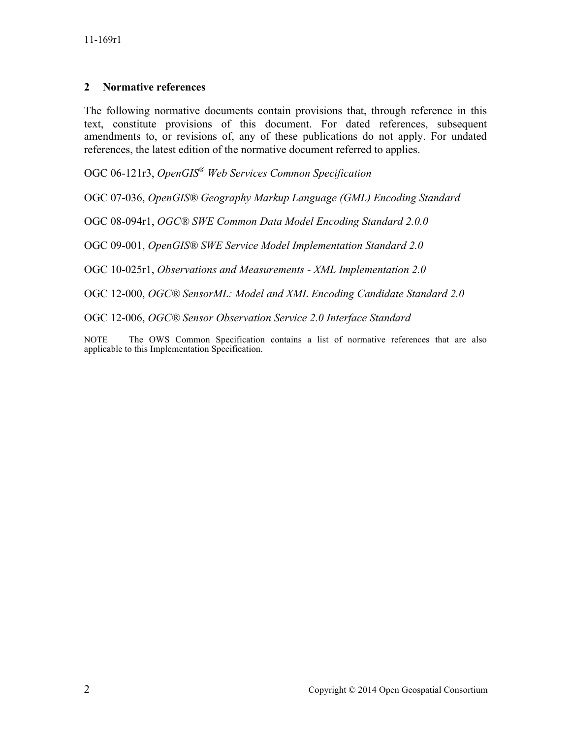## 2 Normative references

The following normative documents contain provisions that, through reference in this text, constitute provisions of this document. For dated references, subsequent amendments to, or revisions of, any of these publications do not apply. For undated references, the latest edition of the normative document referred to applies.

OGC 06-121r3, *OpenGIS® Web Services Common Specification*

OGC 07-036, *OpenGIS® Geography Markup Language (GML) Encoding Standard*

OGC 08-094r1, *OGC® SWE Common Data Model Encoding Standard 2.0.0*

OGC 09-001, *OpenGIS® SWE Service Model Implementation Standard 2.0*

OGC 10-025r1, *Observations and Measurements - XML Implementation 2.0*

OGC 12-000, *OGC® SensorML: Model and XML Encoding Candidate Standard 2.0*

OGC 12-006, *OGC® Sensor Observation Service 2.0 Interface Standard*

NOTE The OWS Common Specification contains a list of normative references that are also applicable to this Implementation Specification.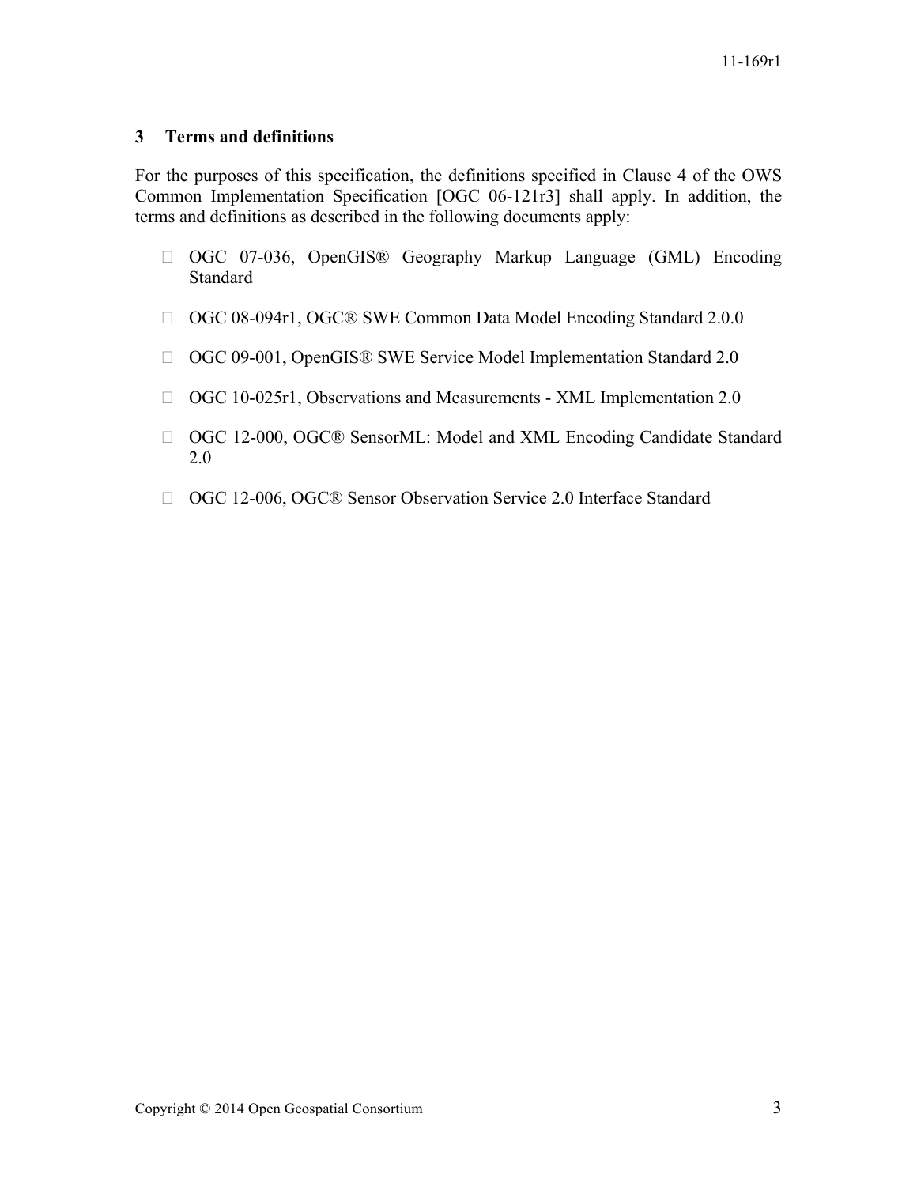## 3 Terms and definitions

For the purposes of this specification, the definitions specified in Clause 4 of the OWS Common Implementation Specification [OGC 06-121r3] shall apply. In addition, the terms and definitions as described in the following documents apply:

- OGC 07-036, OpenGIS® Geography Markup Language (GML) Encoding Standard
- OGC 08-094r1, OGC® SWE Common Data Model Encoding Standard 2.0.0
- OGC 09-001, OpenGIS® SWE Service Model Implementation Standard 2.0
- OGC 10-025r1, Observations and Measurements - XML Implementation 2.0
- OGC 12-000, OGC® SensorML: Model and XML Encoding Candidate Standard 2.0
- OGC 12-006, OGC® Sensor Observation Service 2.0 Interface Standard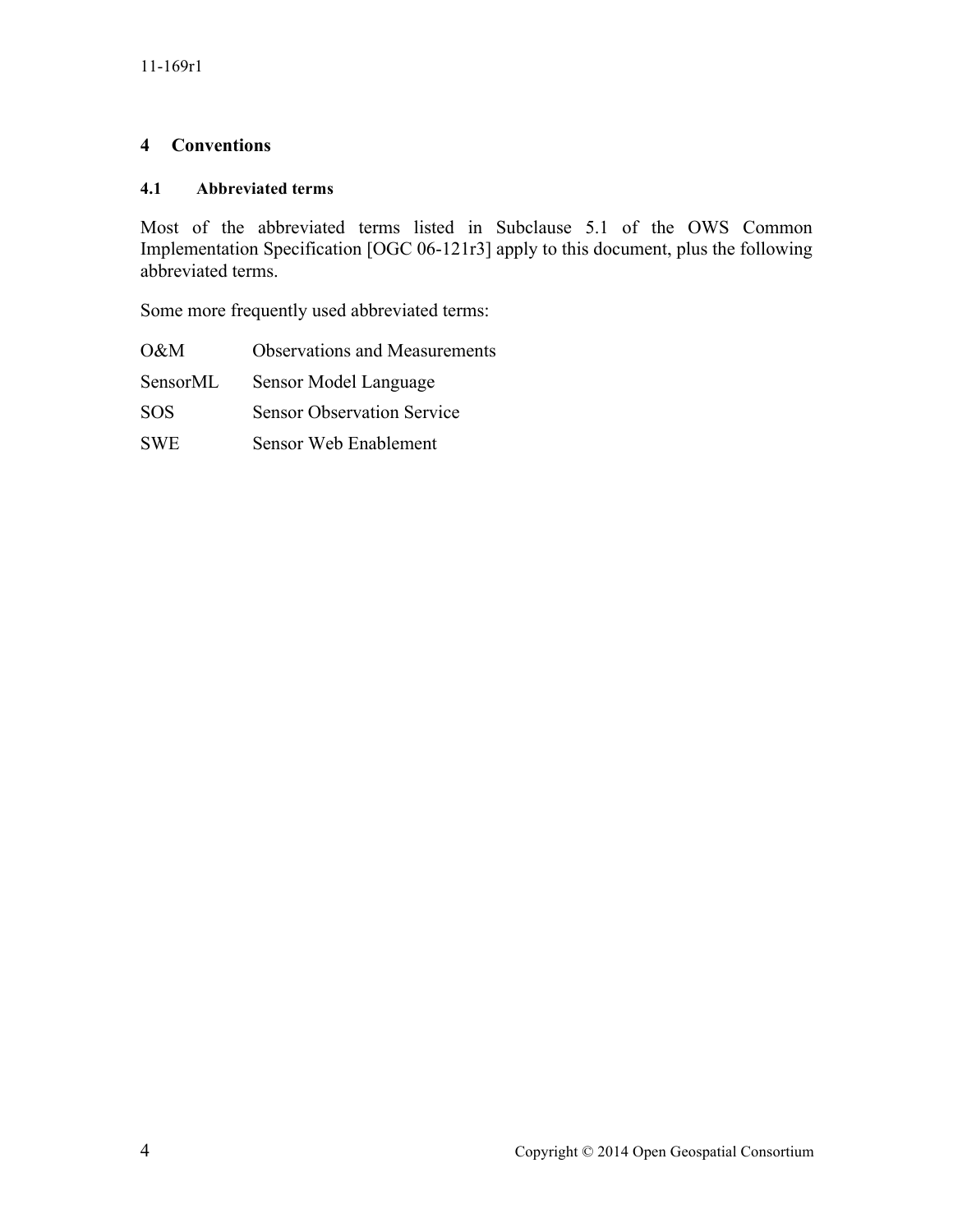# 4 Conventions

## 4.1 Abbreviated terms

Most of the abbreviated terms listed in Subclause 5.1 of the OWS Common Implementation Specification [OGC 06-121r3] apply to this document, plus the following abbreviated terms.

Some more frequently used abbreviated terms:

| | |
|---|---|
| O&M | Observations and Measurements |
| SensorML | Sensor Model Language |
| SOS | Sensor Observation Service |
| SWE | Sensor Web Enablement |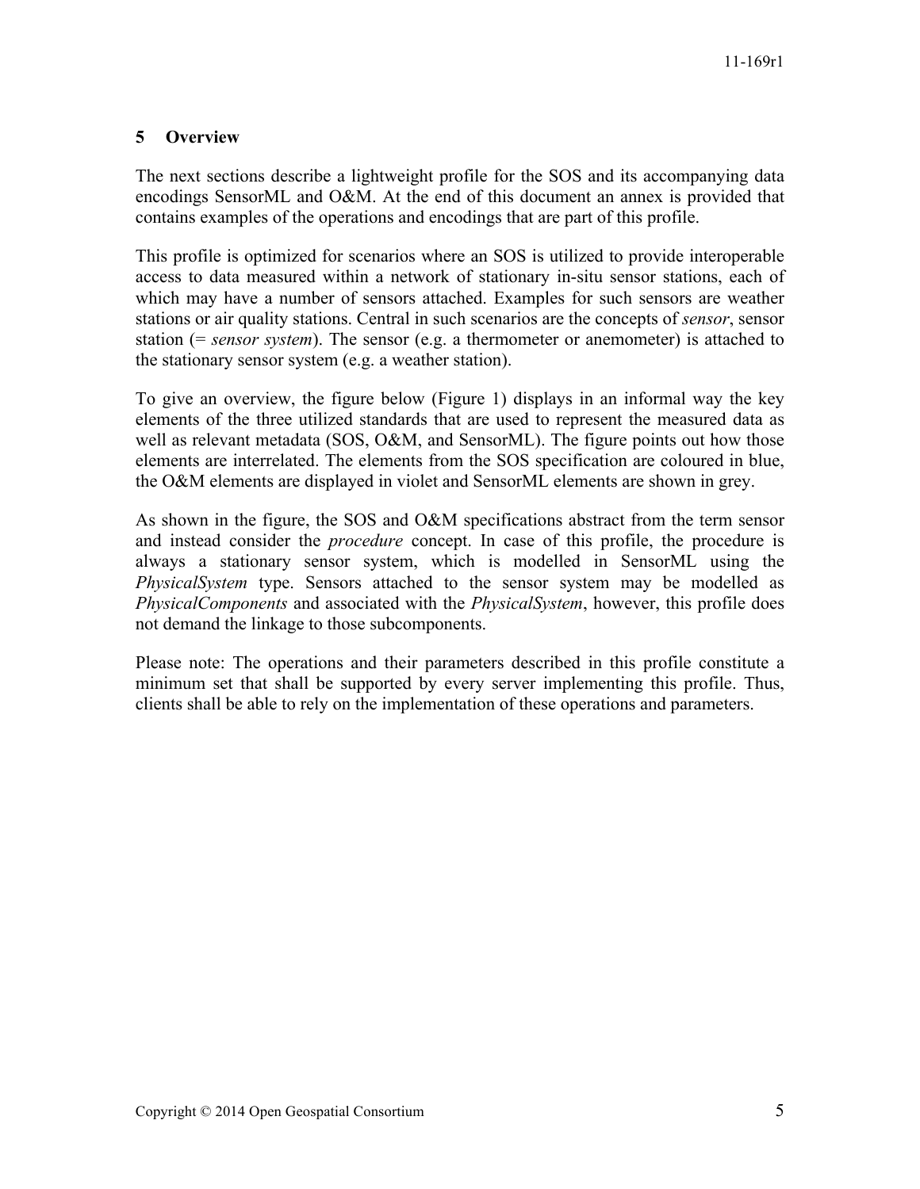## 5 Overview

The next sections describe a lightweight profile for the SOS and its accompanying data encodings SensorML and O&M. At the end of this document an annex is provided that contains examples of the operations and encodings that are part of this profile.

This profile is optimized for scenarios where an SOS is utilized to provide interoperable access to data measured within a network of stationary in-situ sensor stations, each of which may have a number of sensors attached. Examples for such sensors are weather stations or air quality stations. Central in such scenarios are the concepts of *sensor*, sensor station (= *sensor system*). The sensor (e.g. a thermometer or anemometer) is attached to the stationary sensor system (e.g. a weather station).

To give an overview, the figure below (Figure 1) displays in an informal way the key elements of the three utilized standards that are used to represent the measured data as well as relevant metadata (SOS, O&M, and SensorML). The figure points out how those elements are interrelated. The elements from the SOS specification are coloured in blue, the O&M elements are displayed in violet and SensorML elements are shown in grey.

As shown in the figure, the SOS and O&M specifications abstract from the term sensor and instead consider the *procedure* concept. In case of this profile, the procedure is always a stationary sensor system, which is modelled in SensorML using the *PhysicalSystem* type. Sensors attached to the sensor system may be modelled as *PhysicalComponents* and associated with the *PhysicalSystem*, however, this profile does not demand the linkage to those subcomponents.

Please note: The operations and their parameters described in this profile constitute a minimum set that shall be supported by every server implementing this profile. Thus, clients shall be able to rely on the implementation of these operations and parameters.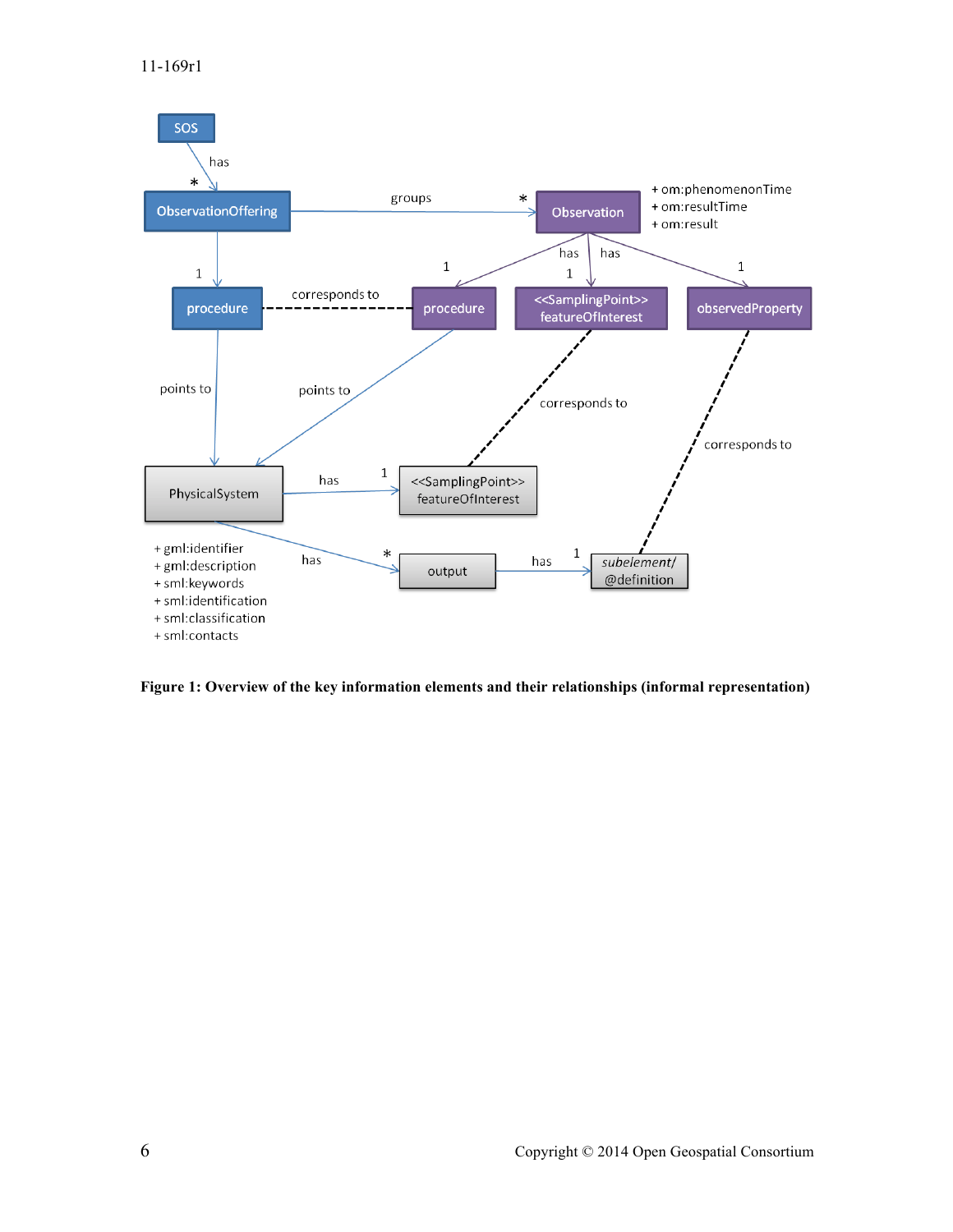**Figure 1: Overview of the key information elements and their relationships (informal representation)**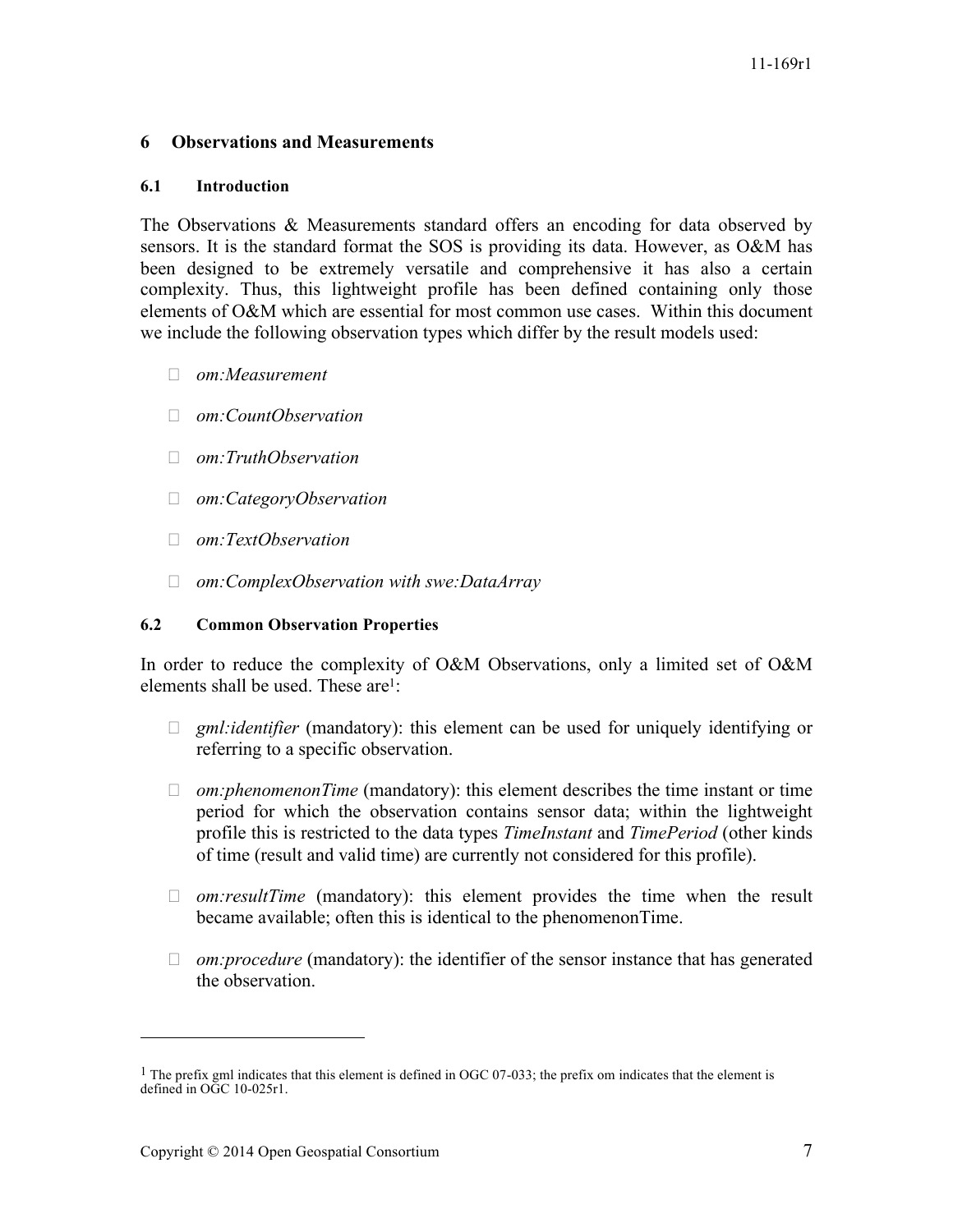# 6 Observations and Measurements

## 6.1 Introduction

The Observations & Measurements standard offers an encoding for data observed by sensors. It is the standard format the SOS is providing its data. However, as O&M has been designed to be extremely versatile and comprehensive it has also a certain complexity. Thus, this lightweight profile has been defined containing only those elements of O&M which are essential for most common use cases. Within this document we include the following observation types which differ by the result models used:

- *om:Measurement*
- *om:CountObservation*
- *om:TruthObservation*
- *om:CategoryObservation*
- *om:TextObservation*
- *om:ComplexObservation with swe:DataArray*

## 6.2 Common Observation Properties

In order to reduce the complexity of O&M Observations, only a limited set of O&M elements shall be used. These are[1]:

- *gml:identifier* (mandatory): this element can be used for uniquely identifying or referring to a specific observation.
- *om:phenomenonTime* (mandatory): this element describes the time instant or time period for which the observation contains sensor data; within the lightweight profile this is restricted to the data types *TimeInstant* and *TimePeriod* (other kinds of time (result and valid time) are currently not considered for this profile).
- *om:resultTime* (mandatory): this element provides the time when the result became available; often this is identical to the phenomenonTime.
- *om:procedure* (mandatory): the identifier of the sensor instance that has generated the observation.

[1] The prefix gml indicates that this element is defined in OGC 07-033; the prefix om indicates that the element is defined in OGC 10-025r1.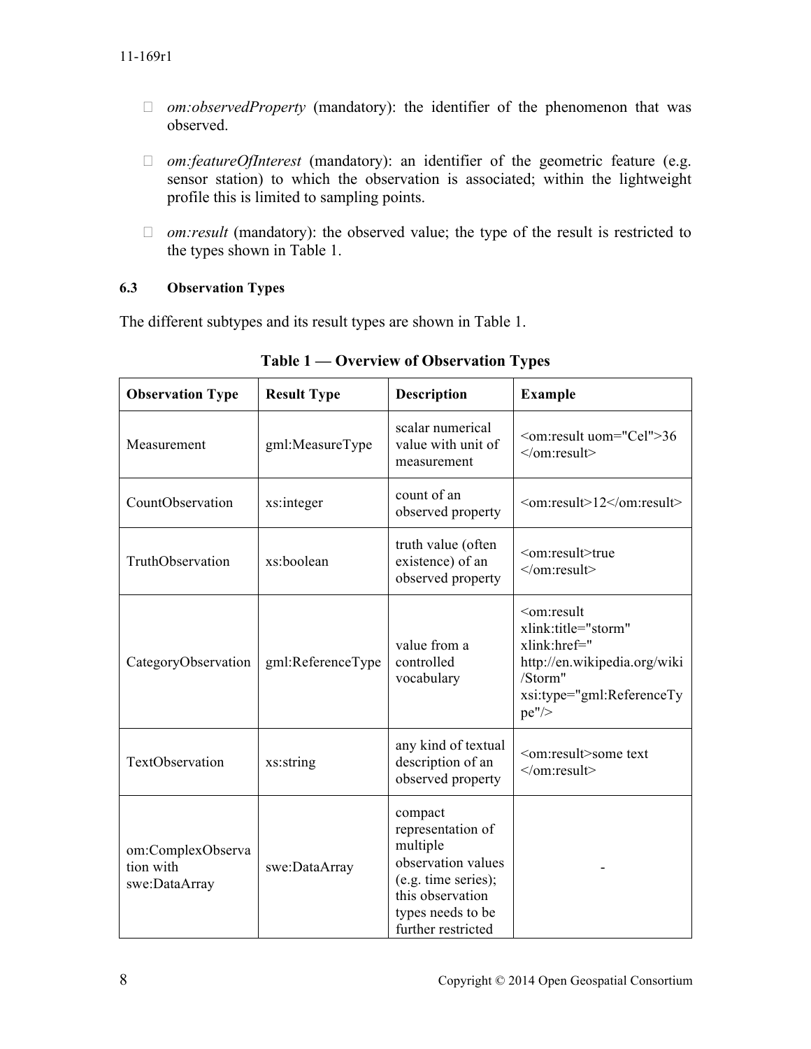- *om:observedProperty* (mandatory): the identifier of the phenomenon that was observed.

- *om:featureOfInterest* (mandatory): an identifier of the geometric feature (e.g. sensor station) to which the observation is associated; within the lightweight profile this is limited to sampling points.

- *om:result* (mandatory): the observed value; the type of the result is restricted to the types shown in Table 1.

### 6.3 Observation Types

The different subtypes and its result types are shown in Table 1.

**Table 1 — Overview of Observation Types**

| Observation Type | Result Type | Description | Example |
|---|---|---|---|
| Measurement | gml:MeasureType | scalar numerical value with unit of measurement | `<om:result uom="Cel">36 </om:result>` |
| CountObservation | xs:integer | count of an observed property | `<om:result>12</om:result>` |
| TruthObservation | xs:boolean | truth value (often existence) of an observed property | `<om:result>true </om:result>` |
| CategoryObservation | gml:ReferenceType | value from a controlled vocabulary | `<om:result xlink:title="storm" xlink:href=" http://en.wikipedia.org/wiki/Storm" xsi:type="gml:ReferenceType"/>` |
| TextObservation | xs:string | any kind of textual description of an observed property | `<om:result>some text </om:result>` |
| om:ComplexObservation with swe:DataArray | swe:DataArray | compact representation of multiple observation values (e.g. time series); this observation types needs to be further restricted | - |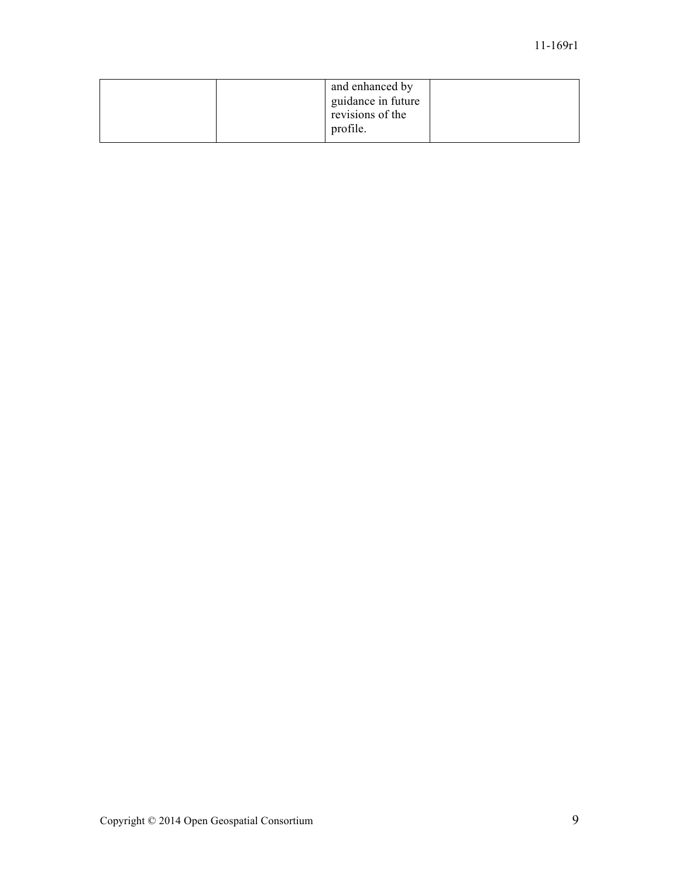|  |  | and enhanced by guidance in future revisions of the profile. |  |
|---|---|---|---|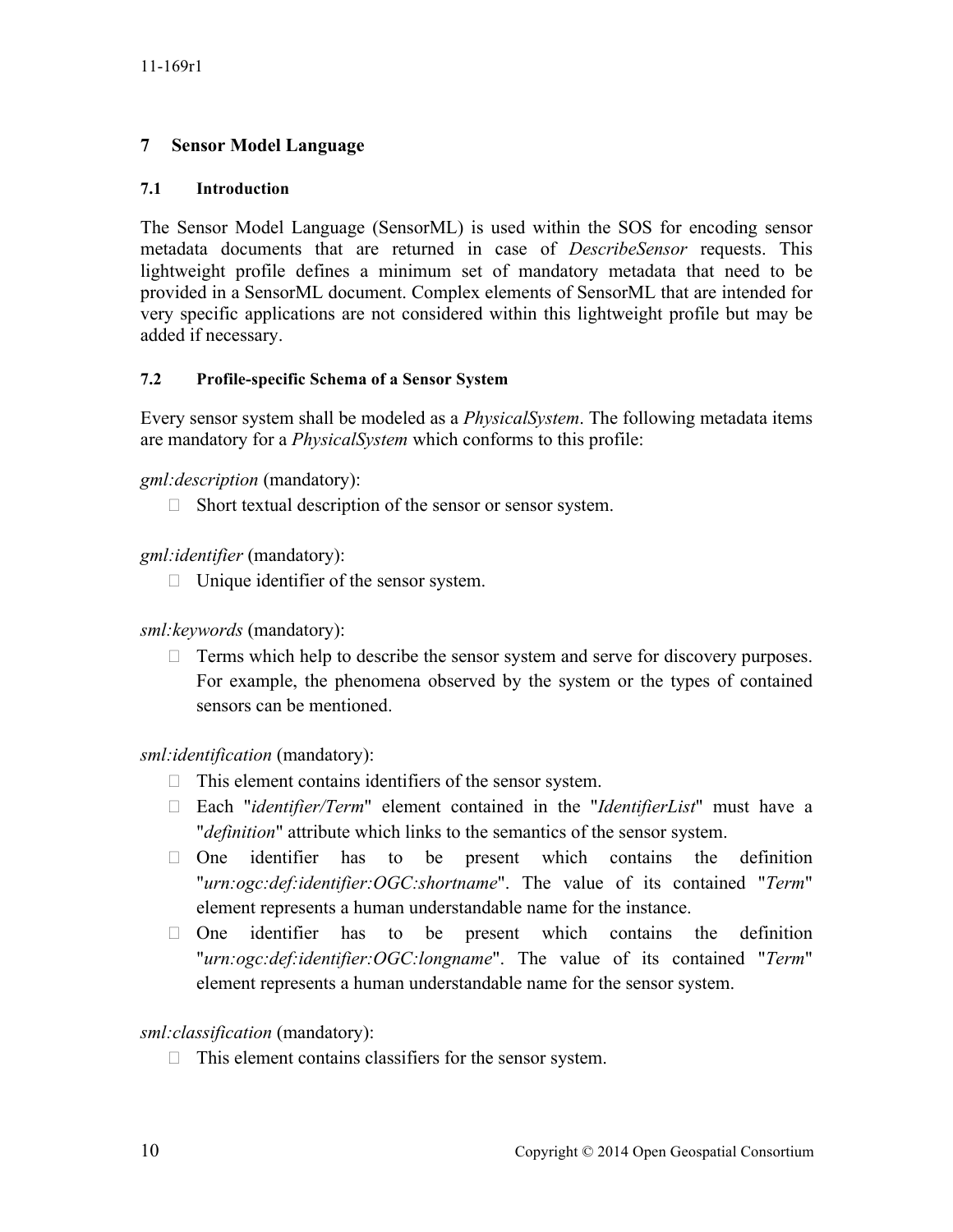# 7 Sensor Model Language

## 7.1 Introduction

The Sensor Model Language (SensorML) is used within the SOS for encoding sensor metadata documents that are returned in case of *DescribeSensor* requests. This lightweight profile defines a minimum set of mandatory metadata that need to be provided in a SensorML document. Complex elements of SensorML that are intended for very specific applications are not considered within this lightweight profile but may be added if necessary.

## 7.2 Profile-specific Schema of a Sensor System

Every sensor system shall be modeled as a *PhysicalSystem*. The following metadata items are mandatory for a *PhysicalSystem* which conforms to this profile:

*gml:description* (mandatory):

- Short textual description of the sensor or sensor system.

*gml:identifier* (mandatory):

- Unique identifier of the sensor system.

*sml:keywords* (mandatory):

- Terms which help to describe the sensor system and serve for discovery purposes. For example, the phenomena observed by the system or the types of contained sensors can be mentioned.

*sml:identification* (mandatory):

- This element contains identifiers of the sensor system.
- Each "*identifier/Term*" element contained in the "*IdentifierList*" must have a "*definition*" attribute which links to the semantics of the sensor system.
- One identifier has to be present which contains the definition "*urn:ogc:def:identifier:OGC:shortname*". The value of its contained "*Term*" element represents a human understandable name for the instance.
- One identifier has to be present which contains the definition "*urn:ogc:def:identifier:OGC:longname*". The value of its contained "*Term*" element represents a human understandable name for the sensor system.

*sml:classification* (mandatory):

- This element contains classifiers for the sensor system.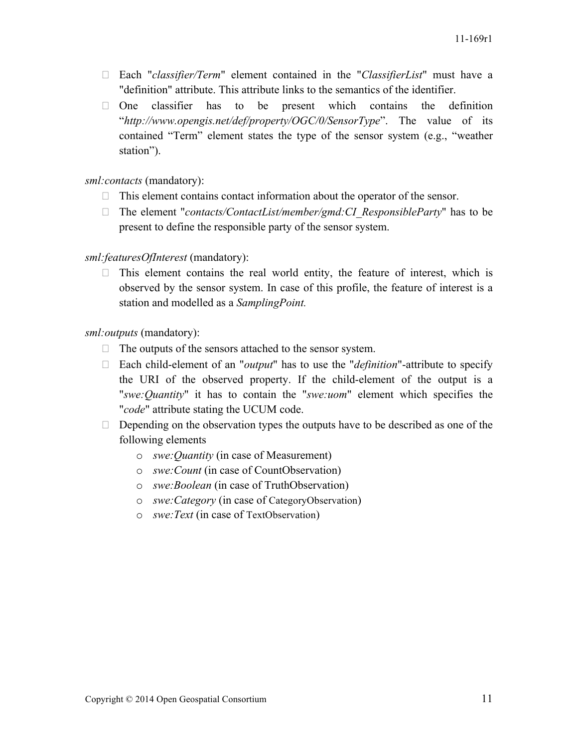- Each "*classifier/Term*" element contained in the "*ClassifierList*" must have a "definition" attribute. This attribute links to the semantics of the identifier.
- One classifier has to be present which contains the definition "*http://www.opengis.net/def/property/OGC/0/SensorType*". The value of its contained "Term" element states the type of the sensor system (e.g., "weather station").

*sml:contacts* (mandatory):

- This element contains contact information about the operator of the sensor.
- The element "*contacts/ContactList/member/gmd:CI_ResponsibleParty*" has to be present to define the responsible party of the sensor system.

*sml:featuresOfInterest* (mandatory):

- This element contains the real world entity, the feature of interest, which is observed by the sensor system. In case of this profile, the feature of interest is a station and modelled as a *SamplingPoint.*

*sml:outputs* (mandatory):

- The outputs of the sensors attached to the sensor system.
- Each child-element of an "*output*" has to use the "*definition*"-attribute to specify the URI of the observed property. If the child-element of the output is a "*swe:Quantity*" it has to contain the "*swe:uom*" element which specifies the "*code*" attribute stating the UCUM code.
- Depending on the observation types the outputs have to be described as one of the following elements
  - *swe:Quantity* (in case of Measurement)
  - *swe:Count* (in case of CountObservation)
  - *swe:Boolean* (in case of TruthObservation)
  - *swe:Category* (in case of CategoryObservation)
  - *swe:Text* (in case of TextObservation)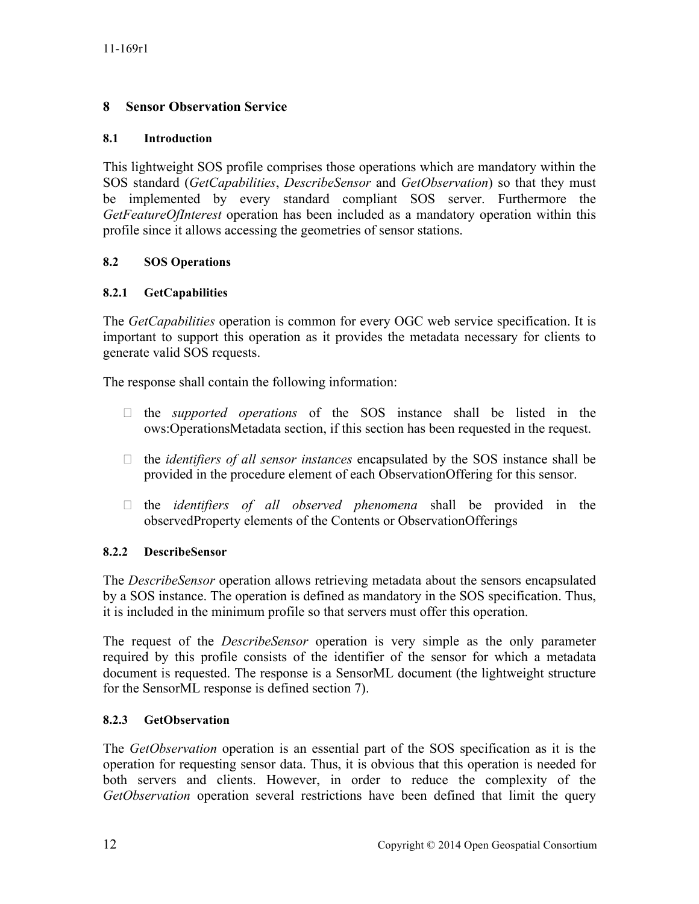# 8 Sensor Observation Service

## 8.1 Introduction

This lightweight SOS profile comprises those operations which are mandatory within the SOS standard (*GetCapabilities*, *DescribeSensor* and *GetObservation*) so that they must be implemented by every standard compliant SOS server. Furthermore the *GetFeatureOfInterest* operation has been included as a mandatory operation within this profile since it allows accessing the geometries of sensor stations.

## 8.2 SOS Operations

### 8.2.1 GetCapabilities

The *GetCapabilities* operation is common for every OGC web service specification. It is important to support this operation as it provides the metadata necessary for clients to generate valid SOS requests.

The response shall contain the following information:

- the *supported operations* of the SOS instance shall be listed in the ows:OperationsMetadata section, if this section has been requested in the request.
- the *identifiers of all sensor instances* encapsulated by the SOS instance shall be provided in the procedure element of each ObservationOffering for this sensor.
- the *identifiers of all observed phenomena* shall be provided in the observedProperty elements of the Contents or ObservationOfferings

### 8.2.2 DescribeSensor

The *DescribeSensor* operation allows retrieving metadata about the sensors encapsulated by a SOS instance. The operation is defined as mandatory in the SOS specification. Thus, it is included in the minimum profile so that servers must offer this operation.

The request of the *DescribeSensor* operation is very simple as the only parameter required by this profile consists of the identifier of the sensor for which a metadata document is requested. The response is a SensorML document (the lightweight structure for the SensorML response is defined section 7).

### 8.2.3 GetObservation

The *GetObservation* operation is an essential part of the SOS specification as it is the operation for requesting sensor data. Thus, it is obvious that this operation is needed for both servers and clients. However, in order to reduce the complexity of the *GetObservation* operation several restrictions have been defined that limit the query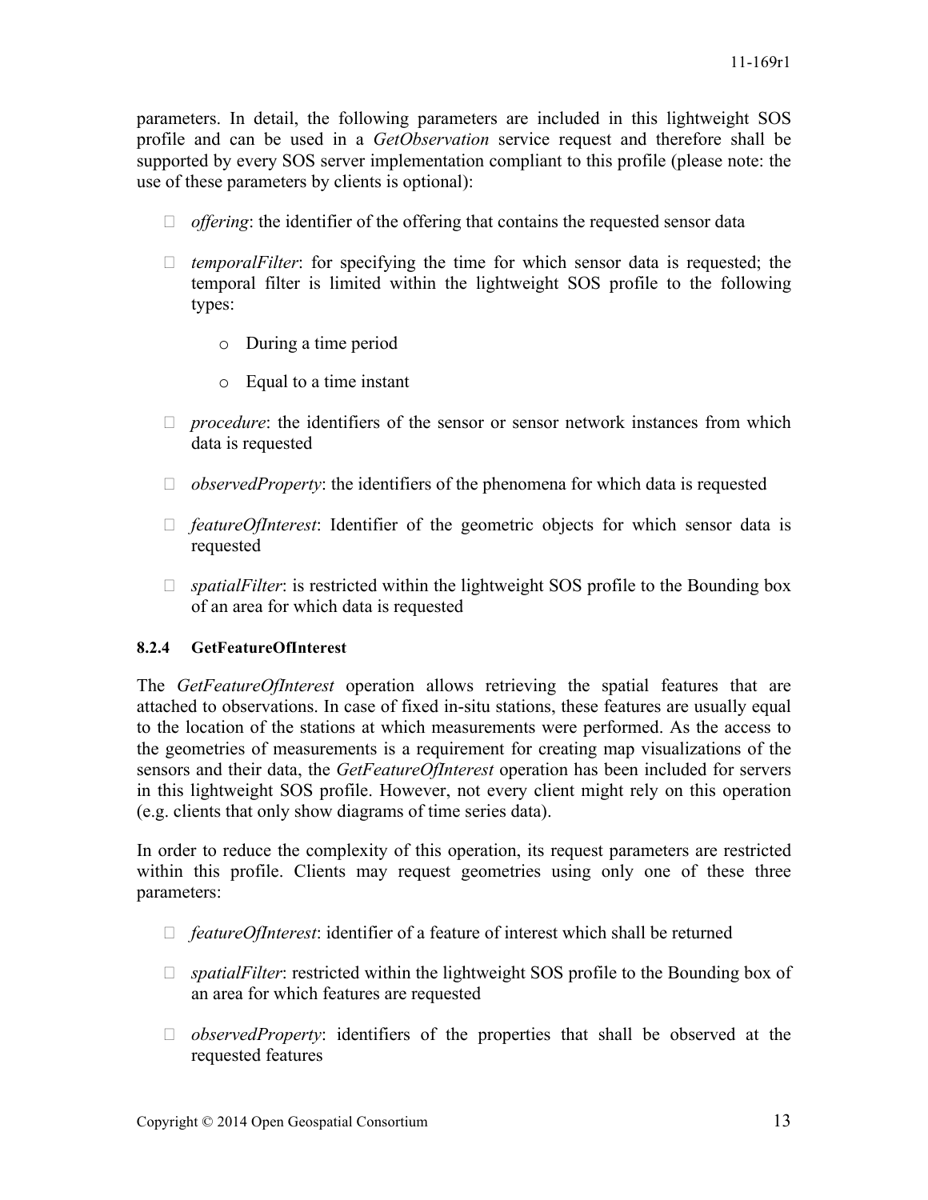parameters. In detail, the following parameters are included in this lightweight SOS profile and can be used in a *GetObservation* service request and therefore shall be supported by every SOS server implementation compliant to this profile (please note: the use of these parameters by clients is optional):

- *offering*: the identifier of the offering that contains the requested sensor data
- *temporalFilter*: for specifying the time for which sensor data is requested; the temporal filter is limited within the lightweight SOS profile to the following types:
  - During a time period
  - Equal to a time instant
- *procedure*: the identifiers of the sensor or sensor network instances from which data is requested
- *observedProperty*: the identifiers of the phenomena for which data is requested
- *featureOfInterest*: Identifier of the geometric objects for which sensor data is requested
- *spatialFilter*: is restricted within the lightweight SOS profile to the Bounding box of an area for which data is requested

#### 8.2.4 GetFeatureOfInterest

The *GetFeatureOfInterest* operation allows retrieving the spatial features that are attached to observations. In case of fixed in-situ stations, these features are usually equal to the location of the stations at which measurements were performed. As the access to the geometries of measurements is a requirement for creating map visualizations of the sensors and their data, the *GetFeatureOfInterest* operation has been included for servers in this lightweight SOS profile. However, not every client might rely on this operation (e.g. clients that only show diagrams of time series data).

In order to reduce the complexity of this operation, its request parameters are restricted within this profile. Clients may request geometries using only one of these three parameters:

- *featureOfInterest*: identifier of a feature of interest which shall be returned
- *spatialFilter*: restricted within the lightweight SOS profile to the Bounding box of an area for which features are requested
- *observedProperty*: identifiers of the properties that shall be observed at the requested features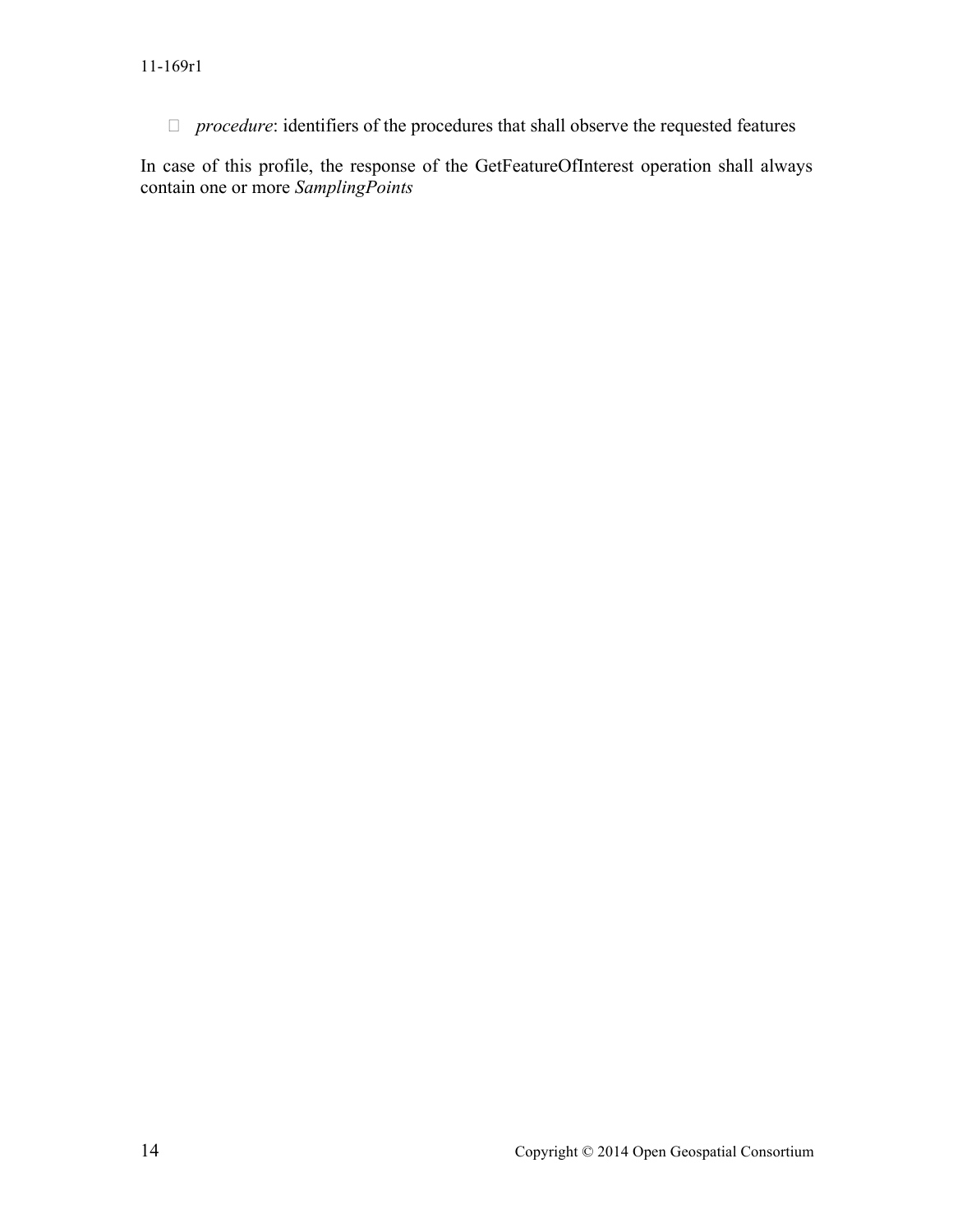- *procedure*: identifiers of the procedures that shall observe the requested features

In case of this profile, the response of the GetFeatureOfInterest operation shall always contain one or more *SamplingPoints*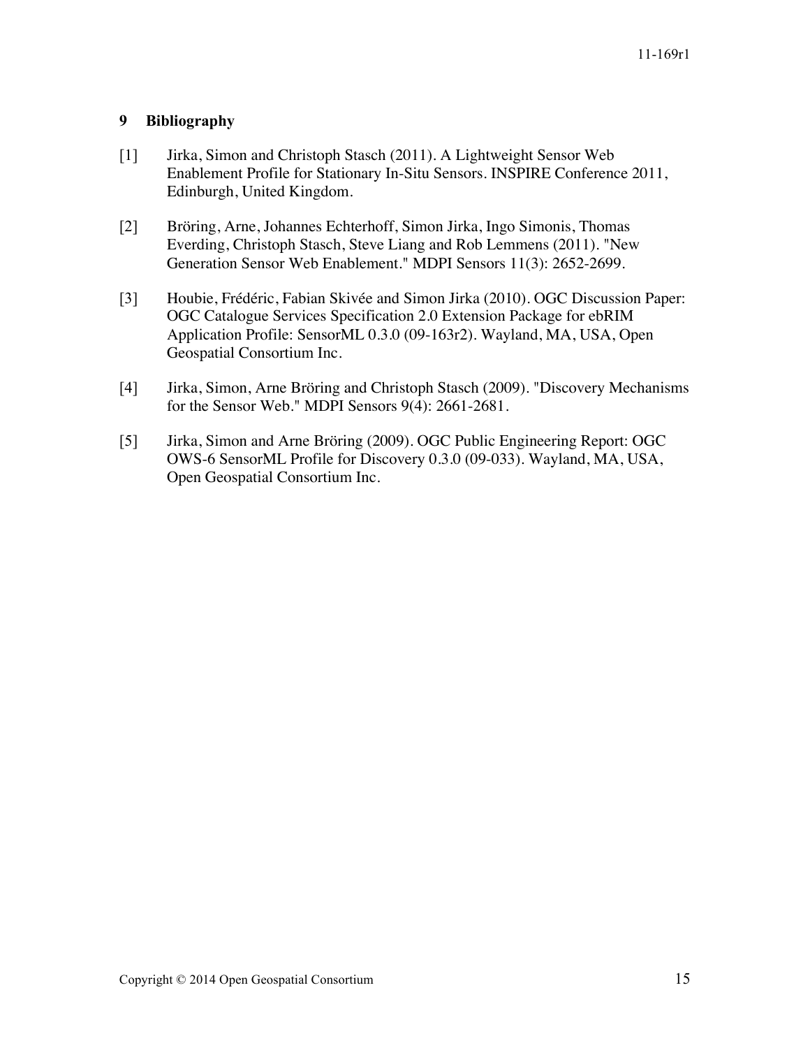# 9 Bibliography

[1] Jirka, Simon and Christoph Stasch (2011). A Lightweight Sensor Web Enablement Profile for Stationary In-Situ Sensors. INSPIRE Conference 2011, Edinburgh, United Kingdom.

[2] Bröring, Arne, Johannes Echterhoff, Simon Jirka, Ingo Simonis, Thomas Everding, Christoph Stasch, Steve Liang and Rob Lemmens (2011). "New Generation Sensor Web Enablement." MDPI Sensors 11(3): 2652-2699.

[3] Houbie, Frédéric, Fabian Skivée and Simon Jirka (2010). OGC Discussion Paper: OGC Catalogue Services Specification 2.0 Extension Package for ebRIM Application Profile: SensorML 0.3.0 (09-163r2). Wayland, MA, USA, Open Geospatial Consortium Inc.

[4] Jirka, Simon, Arne Bröring and Christoph Stasch (2009). "Discovery Mechanisms for the Sensor Web." MDPI Sensors 9(4): 2661-2681.

[5] Jirka, Simon and Arne Bröring (2009). OGC Public Engineering Report: OGC OWS-6 SensorML Profile for Discovery 0.3.0 (09-033). Wayland, MA, USA, Open Geospatial Consortium Inc.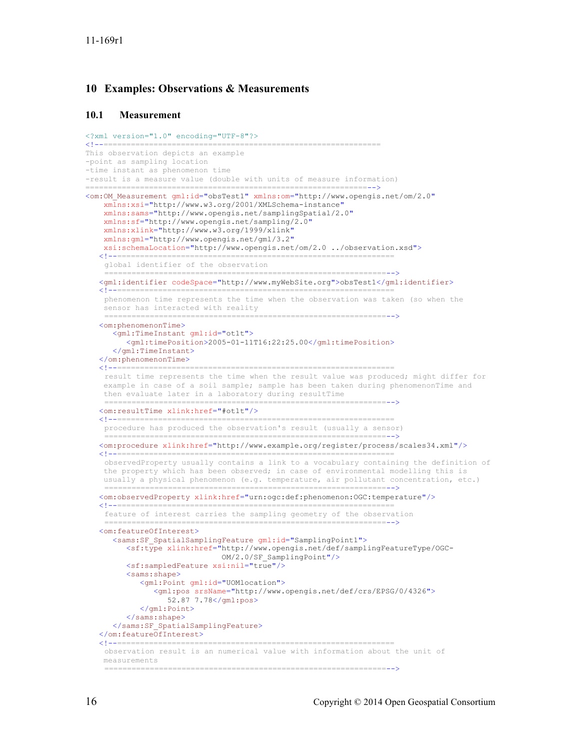## 10 Examples: Observations & Measurements

### 10.1 Measurement

```xml
<?xml version="1.0" encoding="UTF-8"?>
<!--============================================================
This observation depicts an example
-point as sampling location
-time instant as phenomenon time
-result is a measure value (double with units of measure information)
============================================================-->
<om:OM_Measurement gml:id="obsTest1" xmlns:om="http://www.opengis.net/om/2.0"
    xmlns:xsi="http://www.w3.org/2001/XMLSchema-instance"
    xmlns:sams="http://www.opengis.net/samplingSpatial/2.0"
    xmlns:sf="http://www.opengis.net/sampling/2.0"
    xmlns:xlink="http://www.w3.org/1999/xlink"
    xmlns:gml="http://www.opengis.net/gml/3.2"
    xsi:schemaLocation="http://www.opengis.net/om/2.0 ../observation.xsd">
   <!--============================================================
    global identifier of the observation
    ============================================================-->
   <gml:identifier codeSpace="http://www.myWebSite.org">obsTest1</gml:identifier>
   <!--============================================================
    phenomenon time represents the time when the observation was taken (so when the
    sensor has interacted with reality
    ============================================================-->
   <om:phenomenonTime>
      <gml:TimeInstant gml:id="ot1t">
         <gml:timePosition>2005-01-11T16:22:25.00</gml:timePosition>
      </gml:TimeInstant>
   </om:phenomenonTime>
   <!--============================================================
    result time represents the time when the result value was produced; might differ for
    example in case of a soil sample; sample has been taken during phenomenonTime and
    then evaluate later in a laboratory during resultTime
    ============================================================-->
   <om:resultTime xlink:href="#ot1t"/>
   <!--============================================================
    procedure has produced the observation's result (usually a sensor)
    ============================================================-->
   <om:procedure xlink:href="http://www.example.org/register/process/scales34.xml"/>
   <!--============================================================
    observedProperty usually contains a link to a vocabulary containing the definition of
    the property which has been observed; in case of environmental modelling this is
    usually a physical phenomenon (e.g. temperature, air pollutant concentration, etc.)
    ============================================================-->
   <om:observedProperty xlink:href="urn:ogc:def:phenomenon:OGC:temperature"/>
   <!--============================================================
    feature of interest carries the sampling geometry of the observation
    ============================================================-->
   <om:featureOfInterest>
      <sams:SF_SpatialSamplingFeature gml:id="SamplingPoint1">
         <sf:type xlink:href="http://www.opengis.net/def/samplingFeatureType/OGC-
                             OM/2.0/SF_SamplingPoint"/>
         <sf:sampledFeature xsi:nil="true"/>
         <sams:shape>
            <gml:Point gml:id="UOMlocation">
               <gml:pos srsName="http://www.opengis.net/def/crs/EPSG/0/4326">
                  52.87 7.78</gml:pos>
            </gml:Point>
         </sams:shape>
      </sams:SF_SpatialSamplingFeature>
   </om:featureOfInterest>
   <!--============================================================
    observation result is an numerical value with information about the unit of
    measurements
    ============================================================-->
```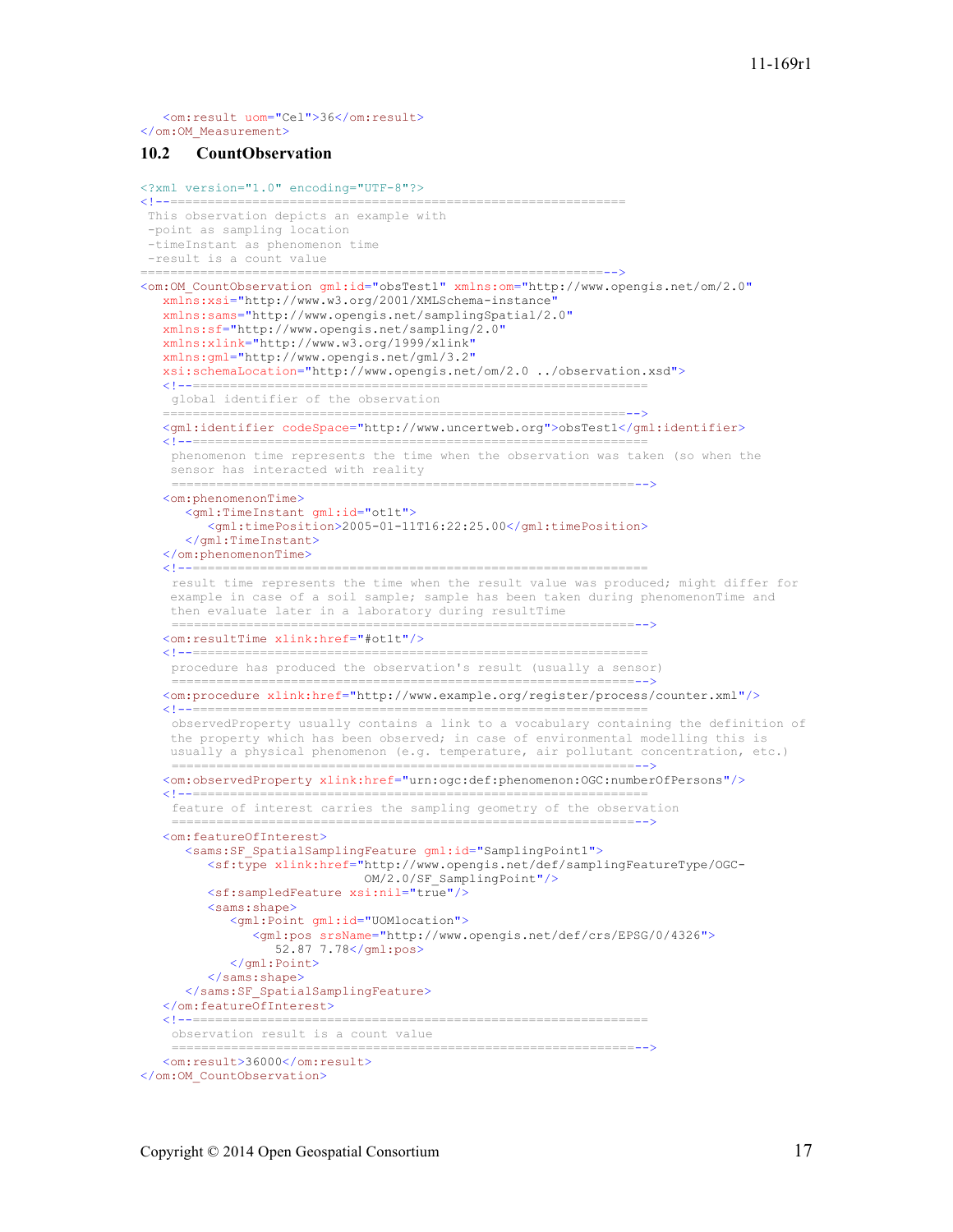```
   <om:result uom="Cel">36</om:result>
</om:OM_Measurement>
```

## 10.2 CountObservation

```
<?xml version="1.0" encoding="UTF-8"?>
<!--============================================================
 This observation depicts an example with
 -point as sampling location
 -timeInstant as phenomenon time
 -result is a count value
============================================================-->
<om:OM_CountObservation gml:id="obsTest1" xmlns:om="http://www.opengis.net/om/2.0"
   xmlns:xsi="http://www.w3.org/2001/XMLSchema-instance"
   xmlns:sams="http://www.opengis.net/samplingSpatial/2.0"
   xmlns:sf="http://www.opengis.net/sampling/2.0"
   xmlns:xlink="http://www.w3.org/1999/xlink"
   xmlns:gml="http://www.opengis.net/gml/3.2"
   xsi:schemaLocation="http://www.opengis.net/om/2.0 ../observation.xsd">
   <!--============================================================
    global identifier of the observation
   ============================================================-->
   <gml:identifier codeSpace="http://www.uncertweb.org">obsTest1</gml:identifier>
   <!--============================================================
    phenomenon time represents the time when the observation was taken (so when the
    sensor has interacted with reality
    ============================================================-->
   <om:phenomenonTime>
      <gml:TimeInstant gml:id="ot1t">
         <gml:timePosition>2005-01-11T16:22:25.00</gml:timePosition>
      </gml:TimeInstant>
   </om:phenomenonTime>
   <!--============================================================
    result time represents the time when the result value was produced; might differ for
    example in case of a soil sample; sample has been taken during phenomenonTime and
    then evaluate later in a laboratory during resultTime
    ============================================================-->
   <om:resultTime xlink:href="#ot1t"/>
   <!--============================================================
    procedure has produced the observation's result (usually a sensor)
    ============================================================-->
   <om:procedure xlink:href="http://www.example.org/register/process/counter.xml"/>
   <!--============================================================
    observedProperty usually contains a link to a vocabulary containing the definition of
    the property which has been observed; in case of environmental modelling this is
    usually a physical phenomenon (e.g. temperature, air pollutant concentration, etc.)
    ============================================================-->
   <om:observedProperty xlink:href="urn:ogc:def:phenomenon:OGC:numberOfPersons"/>
   <!--============================================================
    feature of interest carries the sampling geometry of the observation
    ============================================================-->
   <om:featureOfInterest>
      <sams:SF_SpatialSamplingFeature gml:id="SamplingPoint1">
         <sf:type xlink:href="http://www.opengis.net/def/samplingFeatureType/OGC-
                           OM/2.0/SF_SamplingPoint"/>
         <sf:sampledFeature xsi:nil="true"/>
         <sams:shape>
            <gml:Point gml:id="UOMlocation">
               <gml:pos srsName="http://www.opengis.net/def/crs/EPSG/0/4326">
                  52.87 7.78</gml:pos>
            </gml:Point>
         </sams:shape>
      </sams:SF_SpatialSamplingFeature>
   </om:featureOfInterest>
   <!--============================================================
    observation result is a count value
    ============================================================-->
   <om:result>36000</om:result>
</om:OM_CountObservation>
```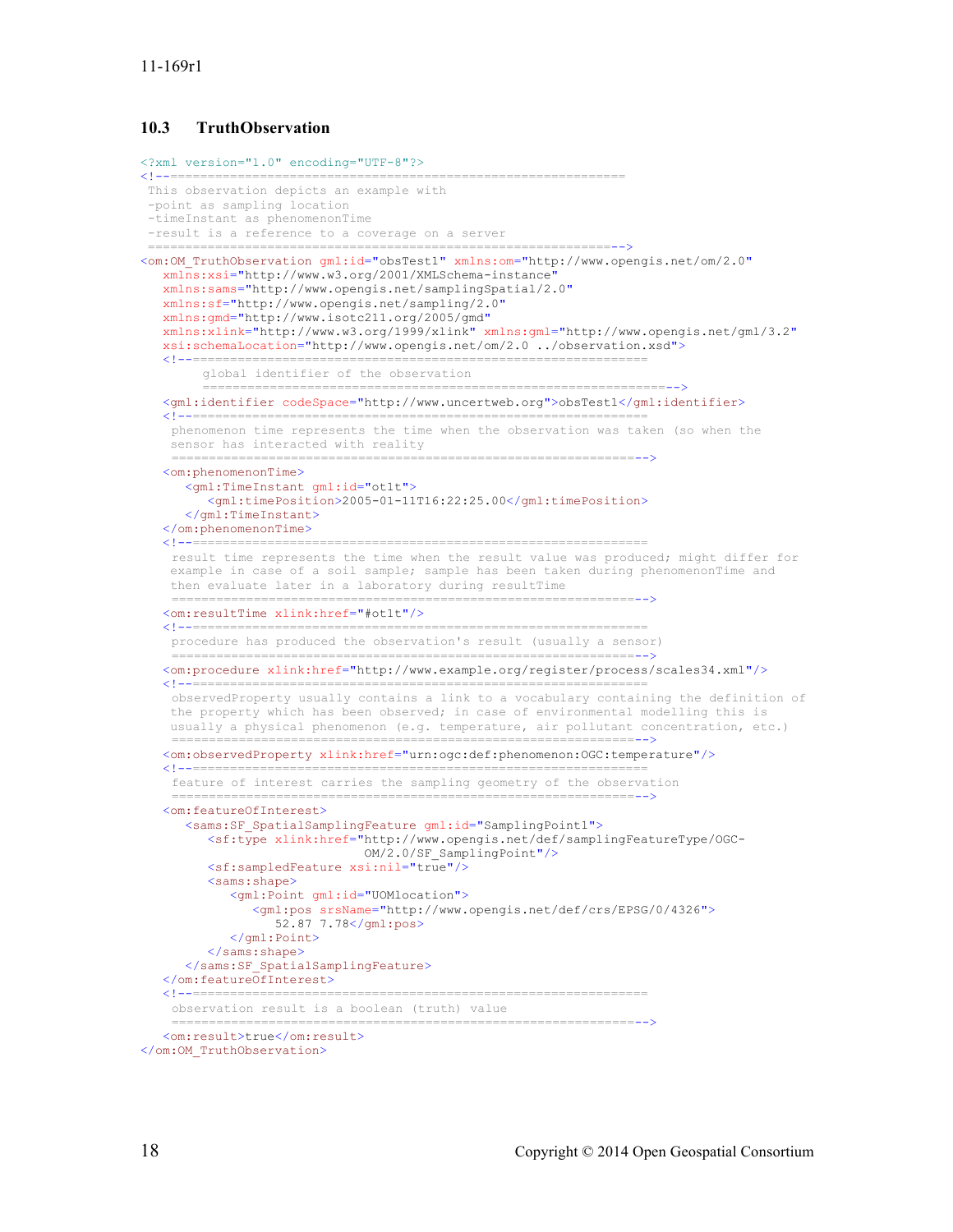### 10.3 TruthObservation

```xml
<?xml version="1.0" encoding="UTF-8"?>
<!--============================================================
 This observation depicts an example with
 -point as sampling location
 -timeInstant as phenomenonTime
 -result is a reference to a coverage on a server
 =============================================================-->
<om:OM_TruthObservation gml:id="obsTest1" xmlns:om="http://www.opengis.net/om/2.0"
   xmlns:xsi="http://www.w3.org/2001/XMLSchema-instance"
   xmlns:sams="http://www.opengis.net/samplingSpatial/2.0"
   xmlns:sf="http://www.opengis.net/sampling/2.0"
   xmlns:gmd="http://www.isotc211.org/2005/gmd"
   xmlns:xlink="http://www.w3.org/1999/xlink" xmlns:gml="http://www.opengis.net/gml/3.2"
   xsi:schemaLocation="http://www.opengis.net/om/2.0 ../observation.xsd">
   <!--============================================================
        global identifier of the observation
        =============================================================-->
   <gml:identifier codeSpace="http://www.uncertweb.org">obsTest1</gml:identifier>
   <!--============================================================
    phenomenon time represents the time when the observation was taken (so when the
    sensor has interacted with reality
    =============================================================-->
   <om:phenomenonTime>
      <gml:TimeInstant gml:id="ot1t">
         <gml:timePosition>2005-01-11T16:22:25.00</gml:timePosition>
      </gml:TimeInstant>
   </om:phenomenonTime>
   <!--============================================================
    result time represents the time when the result value was produced; might differ for
    example in case of a soil sample; sample has been taken during phenomenonTime and
    then evaluate later in a laboratory during resultTime
    =============================================================-->
   <om:resultTime xlink:href="#ot1t"/>
   <!--============================================================
    procedure has produced the observation's result (usually a sensor)
    =============================================================-->
   <om:procedure xlink:href="http://www.example.org/register/process/scales34.xml"/>
   <!--============================================================
    observedProperty usually contains a link to a vocabulary containing the definition of
    the property which has been observed; in case of environmental modelling this is
    usually a physical phenomenon (e.g. temperature, air pollutant concentration, etc.)
    =============================================================-->
   <om:observedProperty xlink:href="urn:ogc:def:phenomenon:OGC:temperature"/>
   <!--============================================================
    feature of interest carries the sampling geometry of the observation
    =============================================================-->
   <om:featureOfInterest>
      <sams:SF_SpatialSamplingFeature gml:id="SamplingPoint1">
         <sf:type xlink:href="http://www.opengis.net/def/samplingFeatureType/OGC-
                              OM/2.0/SF_SamplingPoint"/>
         <sf:sampledFeature xsi:nil="true"/>
         <sams:shape>
            <gml:Point gml:id="UOMlocation">
               <gml:pos srsName="http://www.opengis.net/def/crs/EPSG/0/4326">
                  52.87 7.78</gml:pos>
            </gml:Point>
         </sams:shape>
      </sams:SF_SpatialSamplingFeature>
   </om:featureOfInterest>
   <!--============================================================
    observation result is a boolean (truth) value
    =============================================================-->
   <om:result>true</om:result>
</om:OM_TruthObservation>
```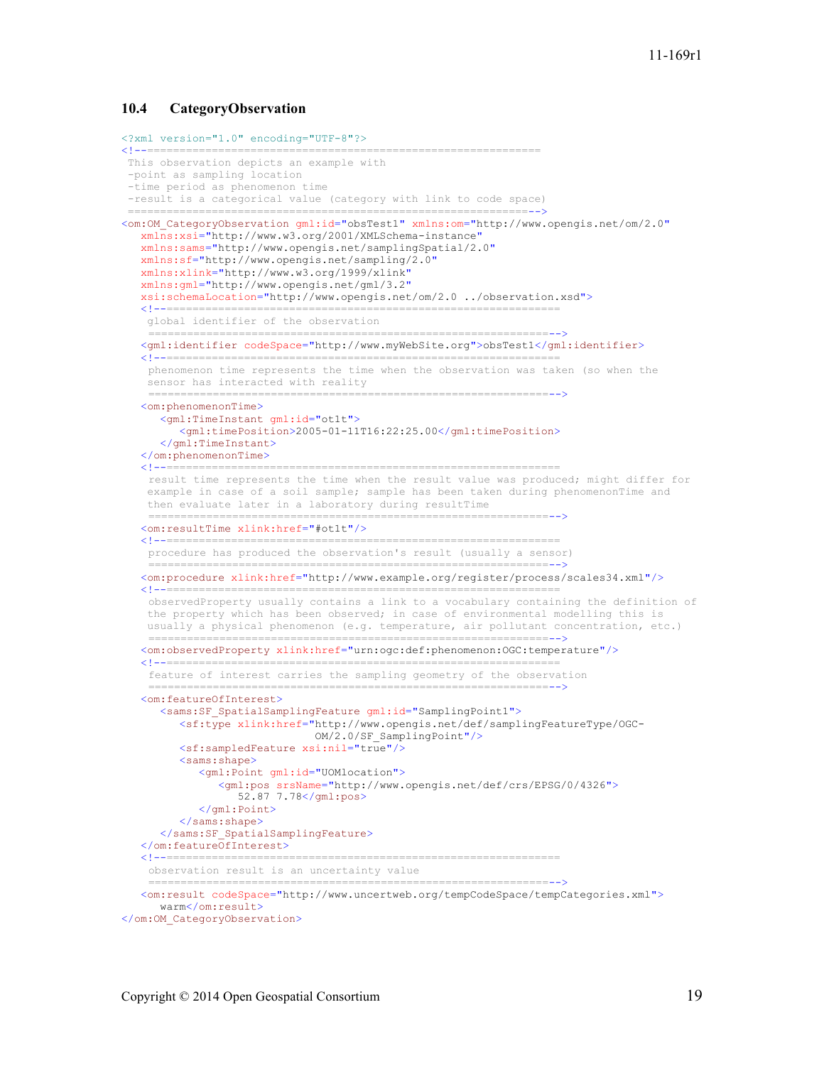## 10.4 CategoryObservation

```xml
<?xml version="1.0" encoding="UTF-8"?>
<!--============================================================
 This observation depicts an example with
 -point as sampling location
 -time period as phenomenon time
 -result is a categorical value (category with link to code space)
 ==============================================================-->
<om:OM_CategoryObservation gml:id="obsTest1" xmlns:om="http://www.opengis.net/om/2.0"
   xmlns:xsi="http://www.w3.org/2001/XMLSchema-instance"
   xmlns:sams="http://www.opengis.net/samplingSpatial/2.0"
   xmlns:sf="http://www.opengis.net/sampling/2.0"
   xmlns:xlink="http://www.w3.org/1999/xlink"
   xmlns:gml="http://www.opengis.net/gml/3.2"
   xsi:schemaLocation="http://www.opengis.net/om/2.0 ../observation.xsd">
   <!--============================================================
    global identifier of the observation
    ==============================================================-->
   <gml:identifier codeSpace="http://www.myWebSite.org">obsTest1</gml:identifier>
   <!--============================================================
    phenomenon time represents the time when the observation was taken (so when the
    sensor has interacted with reality
    ==============================================================-->
   <om:phenomenonTime>
      <gml:TimeInstant gml:id="ot1t">
         <gml:timePosition>2005-01-11T16:22:25.00</gml:timePosition>
      </gml:TimeInstant>
   </om:phenomenonTime>
   <!--============================================================
    result time represents the time when the result value was produced; might differ for
    example in case of a soil sample; sample has been taken during phenomenonTime and
    then evaluate later in a laboratory during resultTime
    ==============================================================-->
   <om:resultTime xlink:href="#ot1t"/>
   <!--============================================================
    procedure has produced the observation's result (usually a sensor)
    ==============================================================-->
   <om:procedure xlink:href="http://www.example.org/register/process/scales34.xml"/>
   <!--============================================================
    observedProperty usually contains a link to a vocabulary containing the definition of
    the property which has been observed; in case of environmental modelling this is
    usually a physical phenomenon (e.g. temperature, air pollutant concentration, etc.)
    ==============================================================-->
   <om:observedProperty xlink:href="urn:ogc:def:phenomenon:OGC:temperature"/>
   <!--============================================================
    feature of interest carries the sampling geometry of the observation
    ==============================================================-->
   <om:featureOfInterest>
      <sams:SF_SpatialSamplingFeature gml:id="SamplingPoint1">
         <sf:type xlink:href="http://www.opengis.net/def/samplingFeatureType/OGC-
                           OM/2.0/SF_SamplingPoint"/>
         <sf:sampledFeature xsi:nil="true"/>
         <sams:shape>
            <gml:Point gml:id="UOMlocation">
               <gml:pos srsName="http://www.opengis.net/def/crs/EPSG/0/4326">
                  52.87 7.78</gml:pos>
            </gml:Point>
         </sams:shape>
      </sams:SF_SpatialSamplingFeature>
   </om:featureOfInterest>
   <!--============================================================
    observation result is an uncertainty value
    ==============================================================-->
   <om:result codeSpace="http://www.uncertweb.org/tempCodeSpace/tempCategories.xml">
     warm</om:result>
</om:OM_CategoryObservation>
```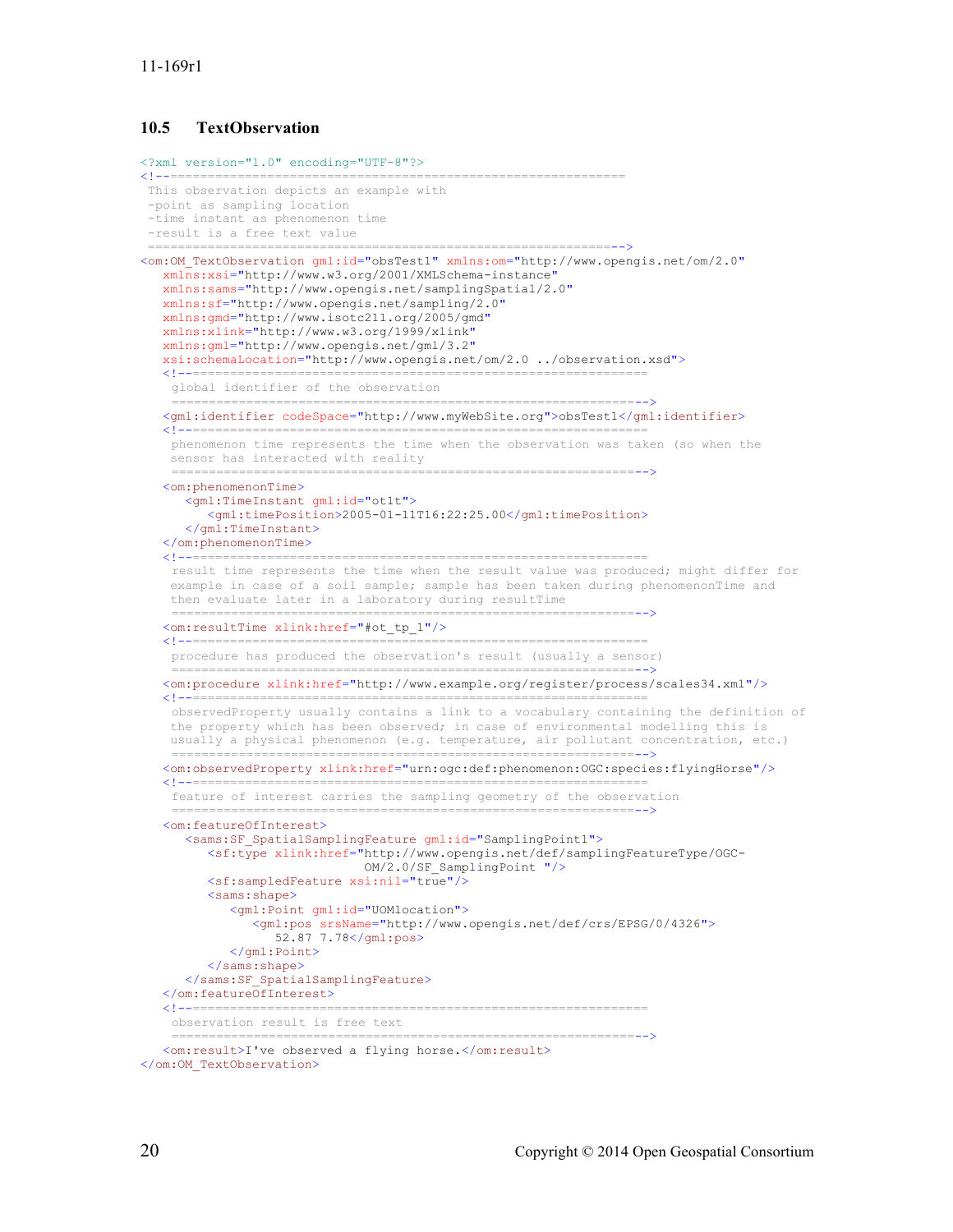## 10.5 TextObservation

```xml
<?xml version="1.0" encoding="UTF-8"?>
<!--============================================================
 This observation depicts an example with
 -point as sampling location
 -time instant as phenomenon time
 -result is a free text value
 ==============================================================-->
<om:OM_TextObservation gml:id="obsTest1" xmlns:om="http://www.opengis.net/om/2.0"
   xmlns:xsi="http://www.w3.org/2001/XMLSchema-instance"
   xmlns:sams="http://www.opengis.net/samplingSpatial/2.0"
   xmlns:sf="http://www.opengis.net/sampling/2.0"
   xmlns:gmd="http://www.isotc211.org/2005/gmd"
   xmlns:xlink="http://www.w3.org/1999/xlink"
   xmlns:gml="http://www.opengis.net/gml/3.2"
   xsi:schemaLocation="http://www.opengis.net/om/2.0 ../observation.xsd">
   <!--============================================================
    global identifier of the observation
    ============================================================-->
   <gml:identifier codeSpace="http://www.myWebSite.org">obsTest1</gml:identifier>
   <!--============================================================
    phenomenon time represents the time when the observation was taken (so when the
    sensor has interacted with reality
    ============================================================-->
   <om:phenomenonTime>
      <gml:TimeInstant gml:id="ot1t">
         <gml:timePosition>2005-01-11T16:22:25.00</gml:timePosition>
      </gml:TimeInstant>
   </om:phenomenonTime>
   <!--============================================================
    result time represents the time when the result value was produced; might differ for
    example in case of a soil sample; sample has been taken during phenomenonTime and
    then evaluate later in a laboratory during resultTime
    ============================================================-->
   <om:resultTime xlink:href="#ot_tp_1"/>
   <!--============================================================
    procedure has produced the observation's result (usually a sensor)
    ============================================================-->
   <om:procedure xlink:href="http://www.example.org/register/process/scales34.xml"/>
   <!--============================================================
    observedProperty usually contains a link to a vocabulary containing the definition of
    the property which has been observed; in case of environmental modelling this is
    usually a physical phenomenon (e.g. temperature, air pollutant concentration, etc.)
    ============================================================-->
   <om:observedProperty xlink:href="urn:ogc:def:phenomenon:OGC:species:flyingHorse"/>
   <!--============================================================
    feature of interest carries the sampling geometry of the observation
    ============================================================-->
   <om:featureOfInterest>
      <sams:SF_SpatialSamplingFeature gml:id="SamplingPoint1">
         <sf:type xlink:href="http://www.opengis.net/def/samplingFeatureType/OGC-
                            OM/2.0/SF_SamplingPoint "/>
         <sf:sampledFeature xsi:nil="true"/>
         <sams:shape>
            <gml:Point gml:id="UOMlocation">
               <gml:pos srsName="http://www.opengis.net/def/crs/EPSG/0/4326">
                  52.87 7.78</gml:pos>
            </gml:Point>
         </sams:shape>
      </sams:SF_SpatialSamplingFeature>
   </om:featureOfInterest>
   <!--============================================================
    observation result is free text
    ============================================================-->
   <om:result>I've observed a flying horse.</om:result>
</om:OM_TextObservation>
```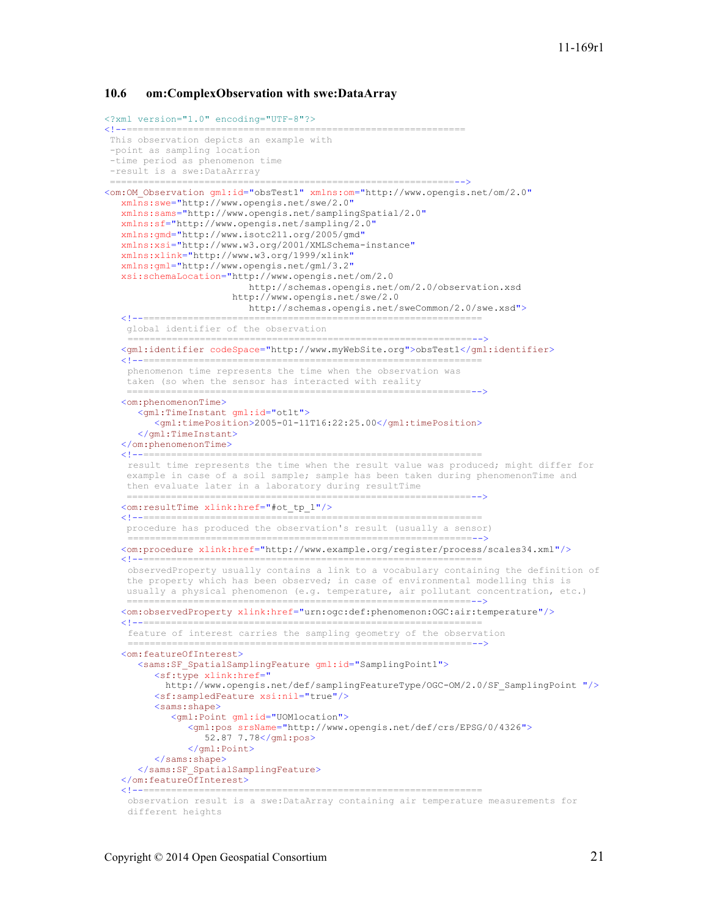### 10.6 om:ComplexObservation with swe:DataArray

```xml
<?xml version="1.0" encoding="UTF-8"?>
<!--============================================================
 This observation depicts an example with
 -point as sampling location
 -time period as phenomenon time
 -result is a swe:DataArrray
 ============================================================-->
<om:OM_Observation gml:id="obsTest1" xmlns:om="http://www.opengis.net/om/2.0"
   xmlns:swe="http://www.opengis.net/swe/2.0"
   xmlns:sams="http://www.opengis.net/samplingSpatial/2.0"
   xmlns:sf="http://www.opengis.net/sampling/2.0"
   xmlns:gmd="http://www.isotc211.org/2005/gmd"
   xmlns:xsi="http://www.w3.org/2001/XMLSchema-instance"
   xmlns:xlink="http://www.w3.org/1999/xlink"
   xmlns:gml="http://www.opengis.net/gml/3.2"
   xsi:schemaLocation="http://www.opengis.net/om/2.0
                          http://schemas.opengis.net/om/2.0/observation.xsd
                       http://www.opengis.net/swe/2.0
                          http://schemas.opengis.net/sweCommon/2.0/swe.xsd">
   <!--============================================================
    global identifier of the observation
    ============================================================-->
   <gml:identifier codeSpace="http://www.myWebSite.org">obsTest1</gml:identifier>
   <!--============================================================
    phenomenon time represents the time when the observation was
    taken (so when the sensor has interacted with reality
    ============================================================-->
   <om:phenomenonTime>
      <gml:TimeInstant gml:id="ot1t">
         <gml:timePosition>2005-01-11T16:22:25.00</gml:timePosition>
      </gml:TimeInstant>
   </om:phenomenonTime>
   <!--============================================================
    result time represents the time when the result value was produced; might differ for
    example in case of a soil sample; sample has been taken during phenomenonTime and
    then evaluate later in a laboratory during resultTime
    ============================================================-->
   <om:resultTime xlink:href="#ot_tp_1"/>
   <!--============================================================
    procedure has produced the observation's result (usually a sensor)
    ============================================================-->
   <om:procedure xlink:href="http://www.example.org/register/process/scales34.xml"/>
   <!--============================================================
    observedProperty usually contains a link to a vocabulary containing the definition of
    the property which has been observed; in case of environmental modelling this is
    usually a physical phenomenon (e.g. temperature, air pollutant concentration, etc.)
    ============================================================-->
   <om:observedProperty xlink:href="urn:ogc:def:phenomenon:OGC:air:temperature"/>
   <!--============================================================
    feature of interest carries the sampling geometry of the observation
    ============================================================-->
   <om:featureOfInterest>
      <sams:SF_SpatialSamplingFeature gml:id="SamplingPoint1">
         <sf:type xlink:href="
           http://www.opengis.net/def/samplingFeatureType/OGC-OM/2.0/SF_SamplingPoint "/>
         <sf:sampledFeature xsi:nil="true"/>
         <sams:shape>
            <gml:Point gml:id="UOMlocation">
               <gml:pos srsName="http://www.opengis.net/def/crs/EPSG/0/4326">
                  52.87 7.78</gml:pos>
               </gml:Point>
         </sams:shape>
      </sams:SF_SpatialSamplingFeature>
   </om:featureOfInterest>
   <!--============================================================
    observation result is a swe:DataArray containing air temperature measurements for
    different heights
```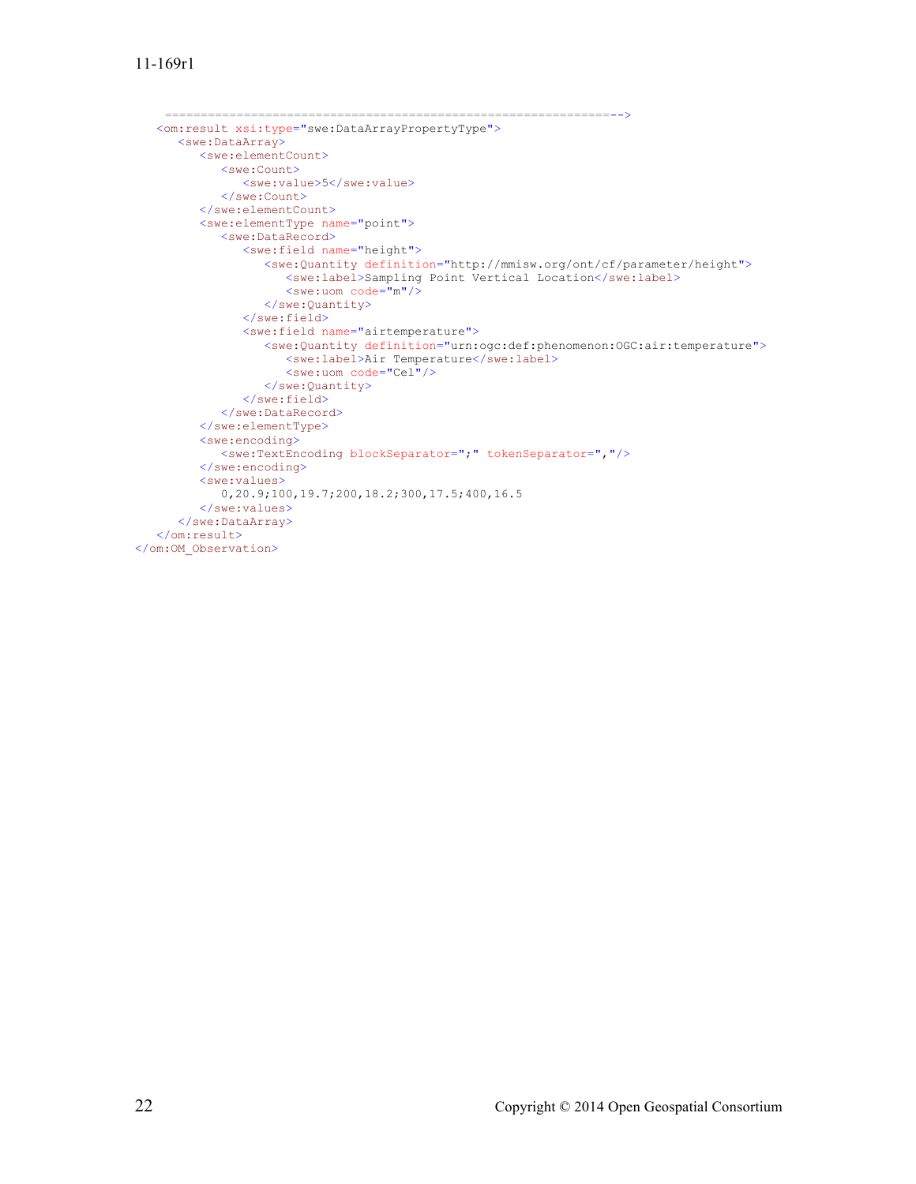```
    ==========================================================-->
   <om:result xsi:type="swe:DataArrayPropertyType">
      <swe:DataArray>
         <swe:elementCount>
            <swe:Count>
               <swe:value>5</swe:value>
            </swe:Count>
         </swe:elementCount>
         <swe:elementType name="point">
            <swe:DataRecord>
               <swe:field name="height">
                  <swe:Quantity definition="http://mmisw.org/ont/cf/parameter/height">
                     <swe:label>Sampling Point Vertical Location</swe:label>
                     <swe:uom code="m"/>
                  </swe:Quantity>
               </swe:field>
               <swe:field name="airtemperature">
                  <swe:Quantity definition="urn:ogc:def:phenomenon:OGC:air:temperature">
                     <swe:label>Air Temperature</swe:label>
                     <swe:uom code="Cel"/>
                  </swe:Quantity>
               </swe:field>
            </swe:DataRecord>
         </swe:elementType>
         <swe:encoding>
            <swe:TextEncoding blockSeparator=";" tokenSeparator=","/>
         </swe:encoding>
         <swe:values>
            0,20.9;100,19.7;200,18.2;300,17.5;400,16.5
         </swe:values>
      </swe:DataArray>
   </om:result>
</om:OM_Observation>
```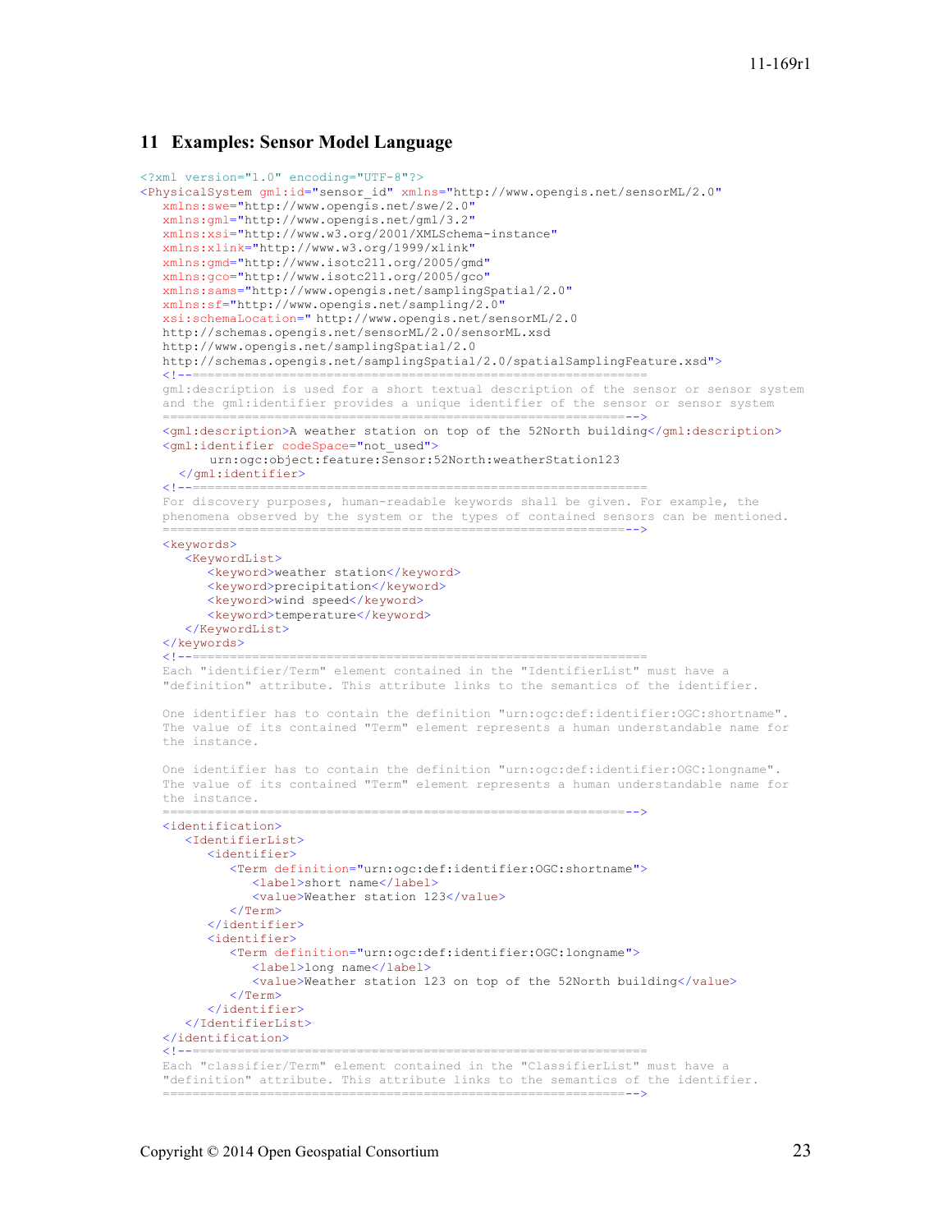# 11 Examples: Sensor Model Language

```xml
<?xml version="1.0" encoding="UTF-8"?>
<PhysicalSystem gml:id="sensor_id" xmlns="http://www.opengis.net/sensorML/2.0"
   xmlns:swe="http://www.opengis.net/swe/2.0"
   xmlns:gml="http://www.opengis.net/gml/3.2"
   xmlns:xsi="http://www.w3.org/2001/XMLSchema-instance"
   xmlns:xlink="http://www.w3.org/1999/xlink"
   xmlns:gmd="http://www.isotc211.org/2005/gmd"
   xmlns:gco="http://www.isotc211.org/2005/gco"
   xmlns:sams="http://www.opengis.net/samplingSpatial/2.0"
   xmlns:sf="http://www.opengis.net/sampling/2.0"
   xsi:schemaLocation=" http://www.opengis.net/sensorML/2.0
   http://schemas.opengis.net/sensorML/2.0/sensorML.xsd
   http://www.opengis.net/samplingSpatial/2.0
   http://schemas.opengis.net/samplingSpatial/2.0/spatialSamplingFeature.xsd">
   <!--=============================================================
   gml:description is used for a short textual description of the sensor or sensor system
   and the gml:identifier provides a unique identifier of the sensor or sensor system
   =============================================================-->
   <gml:description>A weather station on top of the 52North building</gml:description>
   <gml:identifier codeSpace="not_used">
         urn:ogc:object:feature:Sensor:52North:weatherStation123
     </gml:identifier>
   <!--=============================================================
   For discovery purposes, human-readable keywords shall be given. For example, the
   phenomena observed by the system or the types of contained sensors can be mentioned.
   =============================================================-->
   <keywords>
      <KeywordList>
         <keyword>weather station</keyword>
         <keyword>precipitation</keyword>
         <keyword>wind speed</keyword>
         <keyword>temperature</keyword>
      </KeywordList>
   </keywords>
   <!--=============================================================
   Each "identifier/Term" element contained in the "IdentifierList" must have a
   "definition" attribute. This attribute links to the semantics of the identifier.

   One identifier has to contain the definition "urn:ogc:def:identifier:OGC:shortname".
   The value of its contained "Term" element represents a human understandable name for
   the instance.

   One identifier has to contain the definition "urn:ogc:def:identifier:OGC:longname".
   The value of its contained "Term" element represents a human understandable name for
   the instance.
   =============================================================-->
   <identification>
      <IdentifierList>
         <identifier>
            <Term definition="urn:ogc:def:identifier:OGC:shortname">
               <label>short name</label>
               <value>Weather station 123</value>
            </Term>
         </identifier>
         <identifier>
            <Term definition="urn:ogc:def:identifier:OGC:longname">
               <label>long name</label>
               <value>Weather station 123 on top of the 52North building</value>
            </Term>
         </identifier>
      </IdentifierList>
   </identification>
   <!--=============================================================
   Each "classifier/Term" element contained in the "ClassifierList" must have a
   "definition" attribute. This attribute links to the semantics of the identifier.
   =============================================================-->
```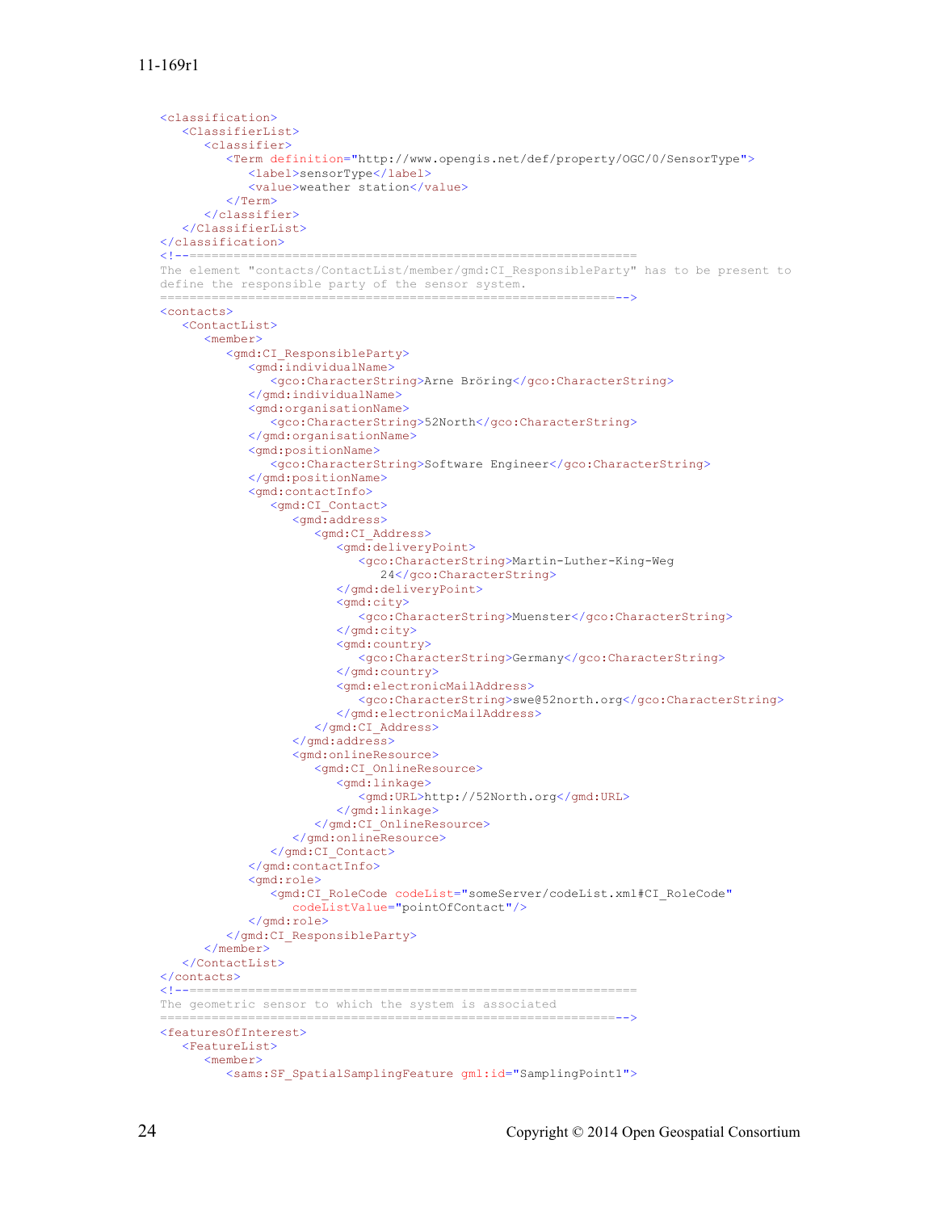```xml
<classification>
   <ClassifierList>
      <classifier>
         <Term definition="http://www.opengis.net/def/property/OGC/0/SensorType">
            <label>sensorType</label>
            <value>weather station</value>
         </Term>
      </classifier>
   </ClassifierList>
</classification>
<!--=============================================================
The element "contacts/ContactList/member/gmd:CI_ResponsibleParty" has to be present to
define the responsible party of the sensor system.
=============================================================-->
<contacts>
   <ContactList>
      <member>
         <gmd:CI_ResponsibleParty>
            <gmd:individualName>
               <gco:CharacterString>Arne Bröring</gco:CharacterString>
            </gmd:individualName>
            <gmd:organisationName>
               <gco:CharacterString>52North</gco:CharacterString>
            </gmd:organisationName>
            <gmd:positionName>
               <gco:CharacterString>Software Engineer</gco:CharacterString>
            </gmd:positionName>
            <gmd:contactInfo>
               <gmd:CI_Contact>
                  <gmd:address>
                     <gmd:CI_Address>
                        <gmd:deliveryPoint>
                           <gco:CharacterString>Martin-Luther-King-Weg
                              24</gco:CharacterString>
                        </gmd:deliveryPoint>
                        <gmd:city>
                           <gco:CharacterString>Muenster</gco:CharacterString>
                        </gmd:city>
                        <gmd:country>
                           <gco:CharacterString>Germany</gco:CharacterString>
                        </gmd:country>
                        <gmd:electronicMailAddress>
                           <gco:CharacterString>swe@52north.org</gco:CharacterString>
                        </gmd:electronicMailAddress>
                     </gmd:CI_Address>
                  </gmd:address>
                  <gmd:onlineResource>
                     <gmd:CI_OnlineResource>
                        <gmd:linkage>
                           <gmd:URL>http://52North.org</gmd:URL>
                        </gmd:linkage>
                     </gmd:CI_OnlineResource>
                  </gmd:onlineResource>
               </gmd:CI_Contact>
            </gmd:contactInfo>
            <gmd:role>
               <gmd:CI_RoleCode codeList="someServer/codeList.xml#CI_RoleCode"
                  codeListValue="pointOfContact"/>
            </gmd:role>
         </gmd:CI_ResponsibleParty>
      </member>
   </ContactList>
</contacts>
<!--=============================================================
The geometric sensor to which the system is associated
=============================================================-->
<featuresOfInterest>
   <FeatureList>
      <member>
         <sams:SF_SpatialSamplingFeature gml:id="SamplingPoint1">
```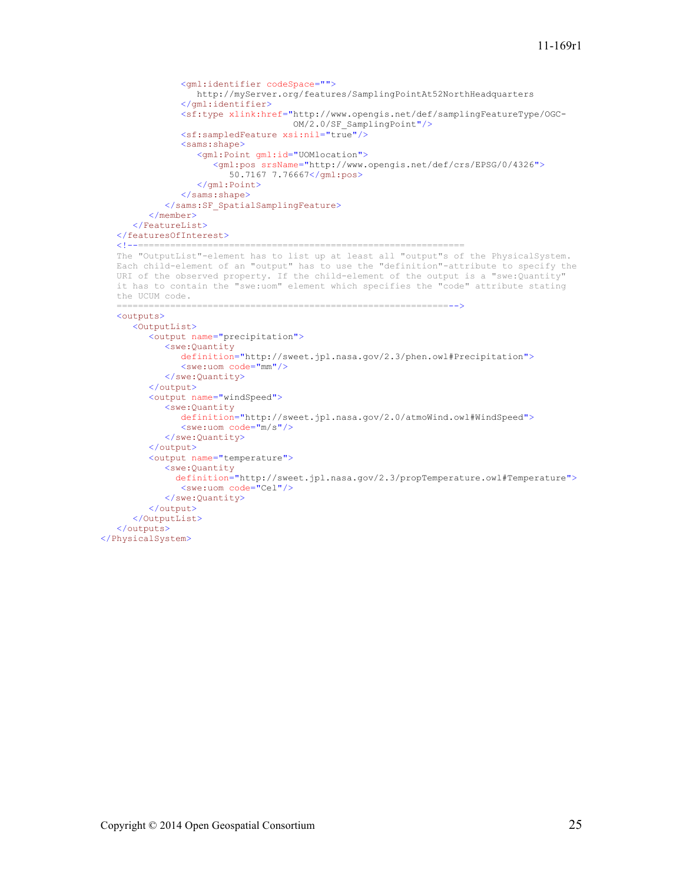```xml
            <gml:identifier codeSpace="">
               http://myServer.org/features/SamplingPointAt52NorthHeadquarters
            </gml:identifier>
            <sf:type xlink:href="http://www.opengis.net/def/samplingFeatureType/OGC-
                                 OM/2.0/SF_SamplingPoint"/>
            <sf:sampledFeature xsi:nil="true"/>
            <sams:shape>
               <gml:Point gml:id="UOMlocation">
                  <gml:pos srsName="http://www.opengis.net/def/crs/EPSG/0/4326">
                     50.7167 7.76667</gml:pos>
               </gml:Point>
            </sams:shape>
         </sams:SF_SpatialSamplingFeature>
      </member>
   </FeatureList>
</featuresOfInterest>
<!--==============================================================
The "OutputList"-element has to list up at least all "output"s of the PhysicalSystem.
Each child-element of an "output" has to use the "definition"-attribute to specify the
URI of the observed property. If the child-element of the output is a "swe:Quantity"
it has to contain the "swe:uom" element which specifies the "code" attribute stating
the UCUM code.
==============================================================-->
<outputs>
   <OutputList>
      <output name="precipitation">
         <swe:Quantity
            definition="http://sweet.jpl.nasa.gov/2.3/phen.owl#Precipitation">
            <swe:uom code="mm"/>
         </swe:Quantity>
      </output>
      <output name="windSpeed">
         <swe:Quantity
            definition="http://sweet.jpl.nasa.gov/2.0/atmoWind.owl#WindSpeed">
            <swe:uom code="m/s"/>
         </swe:Quantity>
      </output>
      <output name="temperature">
         <swe:Quantity
           definition="http://sweet.jpl.nasa.gov/2.3/propTemperature.owl#Temperature">
            <swe:uom code="Cel"/>
         </swe:Quantity>
      </output>
   </OutputList>
</outputs>
</PhysicalSystem>
```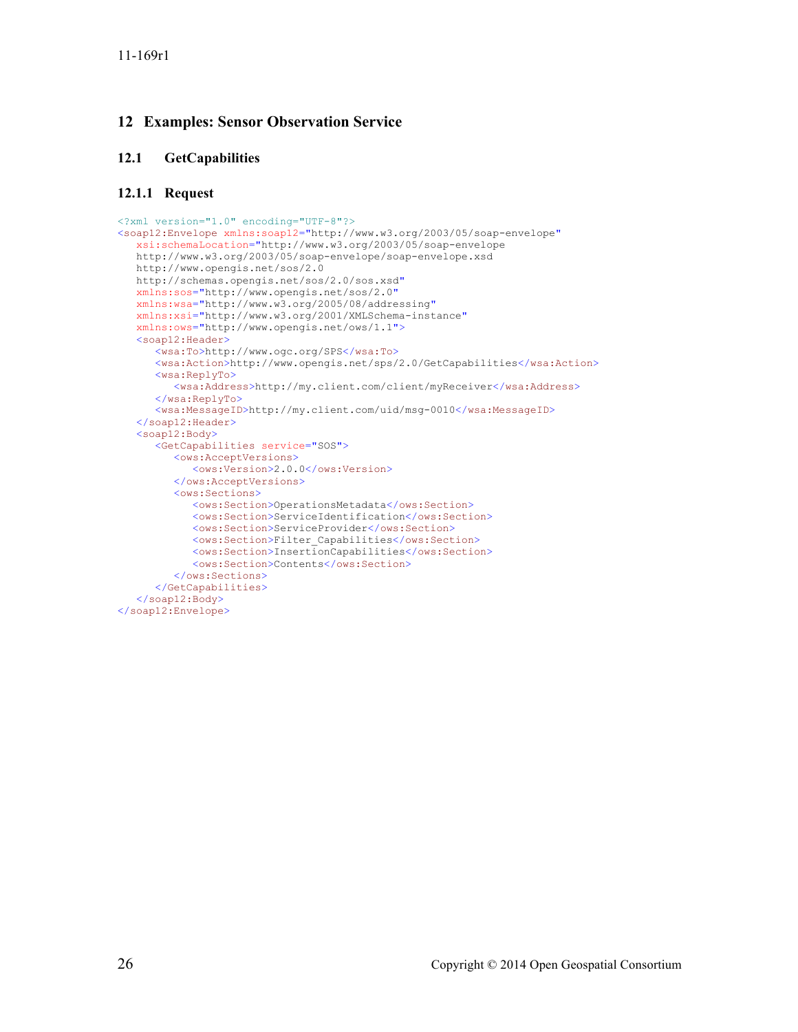# 12 Examples: Sensor Observation Service

## 12.1 GetCapabilities

### 12.1.1 Request

```xml
<?xml version="1.0" encoding="UTF-8"?>
<soap12:Envelope xmlns:soap12="http://www.w3.org/2003/05/soap-envelope"
   xsi:schemaLocation="http://www.w3.org/2003/05/soap-envelope
   http://www.w3.org/2003/05/soap-envelope/soap-envelope.xsd
   http://www.opengis.net/sos/2.0
   http://schemas.opengis.net/sos/2.0/sos.xsd"
   xmlns:sos="http://www.opengis.net/sos/2.0"
   xmlns:wsa="http://www.w3.org/2005/08/addressing"
   xmlns:xsi="http://www.w3.org/2001/XMLSchema-instance"
   xmlns:ows="http://www.opengis.net/ows/1.1">
   <soap12:Header>
      <wsa:To>http://www.ogc.org/SPS</wsa:To>
      <wsa:Action>http://www.opengis.net/sps/2.0/GetCapabilities</wsa:Action>
      <wsa:ReplyTo>
         <wsa:Address>http://my.client.com/client/myReceiver</wsa:Address>
      </wsa:ReplyTo>
      <wsa:MessageID>http://my.client.com/uid/msg-0010</wsa:MessageID>
   </soap12:Header>
   <soap12:Body>
      <GetCapabilities service="SOS">
         <ows:AcceptVersions>
            <ows:Version>2.0.0</ows:Version>
         </ows:AcceptVersions>
         <ows:Sections>
            <ows:Section>OperationsMetadata</ows:Section>
            <ows:Section>ServiceIdentification</ows:Section>
            <ows:Section>ServiceProvider</ows:Section>
            <ows:Section>Filter_Capabilities</ows:Section>
            <ows:Section>InsertionCapabilities</ows:Section>
            <ows:Section>Contents</ows:Section>
         </ows:Sections>
      </GetCapabilities>
   </soap12:Body>
</soap12:Envelope>
```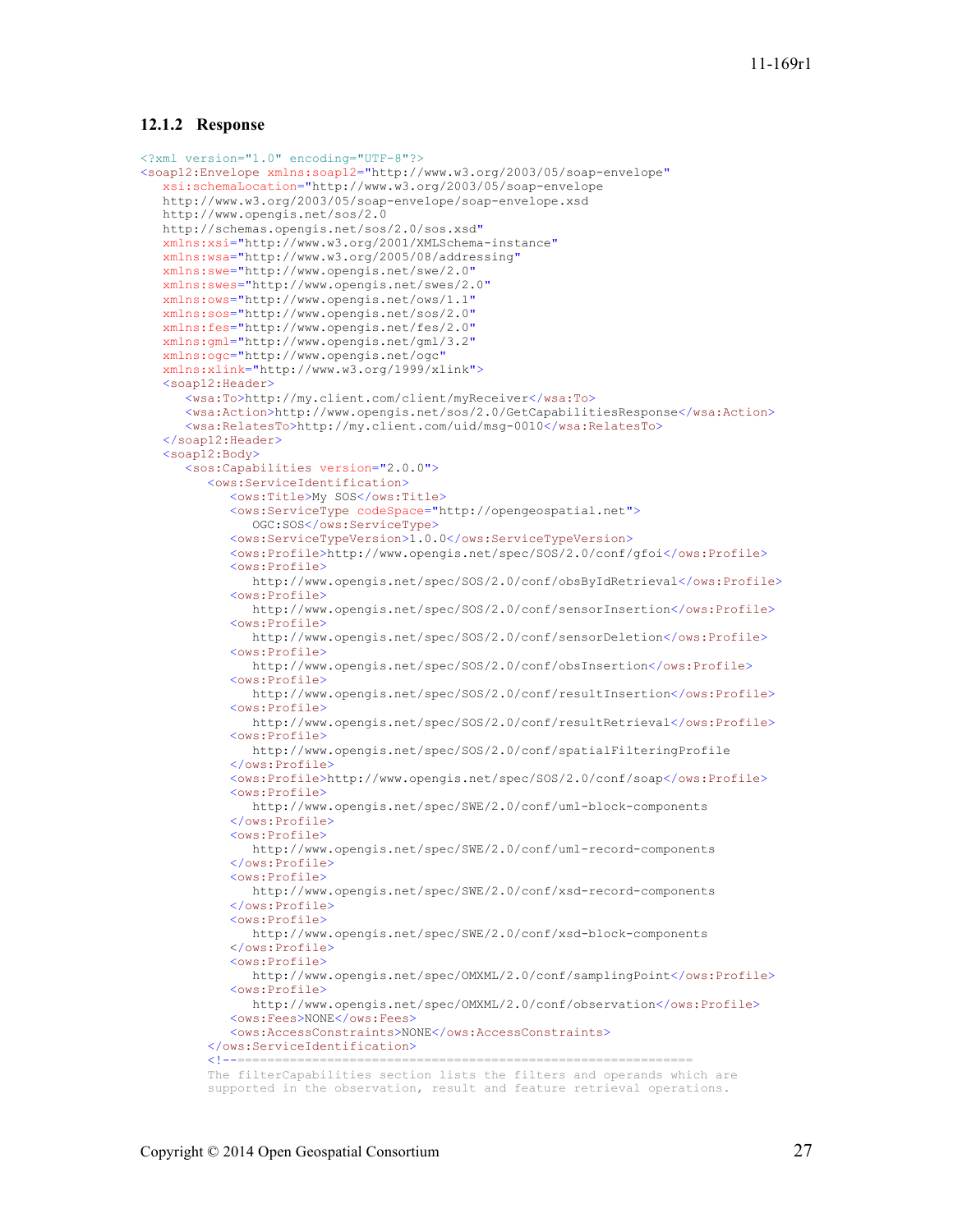### 12.1.2 Response

```xml
<?xml version="1.0" encoding="UTF-8"?>
<soap12:Envelope xmlns:soap12="http://www.w3.org/2003/05/soap-envelope"
   xsi:schemaLocation="http://www.w3.org/2003/05/soap-envelope
   http://www.w3.org/2003/05/soap-envelope/soap-envelope.xsd
   http://www.opengis.net/sos/2.0
   http://schemas.opengis.net/sos/2.0/sos.xsd"
   xmlns:xsi="http://www.w3.org/2001/XMLSchema-instance"
   xmlns:wsa="http://www.w3.org/2005/08/addressing"
   xmlns:swe="http://www.opengis.net/swe/2.0"
   xmlns:swes="http://www.opengis.net/swes/2.0"
   xmlns:ows="http://www.opengis.net/ows/1.1"
   xmlns:sos="http://www.opengis.net/sos/2.0"
   xmlns:fes="http://www.opengis.net/fes/2.0"
   xmlns:gml="http://www.opengis.net/gml/3.2"
   xmlns:ogc="http://www.opengis.net/ogc"
   xmlns:xlink="http://www.w3.org/1999/xlink">
   <soap12:Header>
      <wsa:To>http://my.client.com/client/myReceiver</wsa:To>
      <wsa:Action>http://www.opengis.net/sos/2.0/GetCapabilitiesResponse</wsa:Action>
      <wsa:RelatesTo>http://my.client.com/uid/msg-0010</wsa:RelatesTo>
   </soap12:Header>
   <soap12:Body>
      <sos:Capabilities version="2.0.0">
         <ows:ServiceIdentification>
            <ows:Title>My SOS</ows:Title>
            <ows:ServiceType codeSpace="http://opengeospatial.net">
               OGC:SOS</ows:ServiceType>
            <ows:ServiceTypeVersion>1.0.0</ows:ServiceTypeVersion>
            <ows:Profile>http://www.opengis.net/spec/SOS/2.0/conf/gfoi</ows:Profile>
            <ows:Profile>
               http://www.opengis.net/spec/SOS/2.0/conf/obsByIdRetrieval</ows:Profile>
            <ows:Profile>
               http://www.opengis.net/spec/SOS/2.0/conf/sensorInsertion</ows:Profile>
            <ows:Profile>
               http://www.opengis.net/spec/SOS/2.0/conf/sensorDeletion</ows:Profile>
            <ows:Profile>
               http://www.opengis.net/spec/SOS/2.0/conf/obsInsertion</ows:Profile>
            <ows:Profile>
               http://www.opengis.net/spec/SOS/2.0/conf/resultInsertion</ows:Profile>
            <ows:Profile>
               http://www.opengis.net/spec/SOS/2.0/conf/resultRetrieval</ows:Profile>
            <ows:Profile>
               http://www.opengis.net/spec/SOS/2.0/conf/spatialFilteringProfile
            </ows:Profile>
            <ows:Profile>http://www.opengis.net/spec/SOS/2.0/conf/soap</ows:Profile>
            <ows:Profile>
               http://www.opengis.net/spec/SWE/2.0/conf/uml-block-components
            </ows:Profile>
            <ows:Profile>
               http://www.opengis.net/spec/SWE/2.0/conf/uml-record-components
            </ows:Profile>
            <ows:Profile>
               http://www.opengis.net/spec/SWE/2.0/conf/xsd-record-components
            </ows:Profile>
            <ows:Profile>
               http://www.opengis.net/spec/SWE/2.0/conf/xsd-block-components
            </ows:Profile>
            <ows:Profile>
               http://www.opengis.net/spec/OMXML/2.0/conf/samplingPoint</ows:Profile>
            <ows:Profile>
               http://www.opengis.net/spec/OMXML/2.0/conf/observation</ows:Profile>
            <ows:Fees>NONE</ows:Fees>
            <ows:AccessConstraints>NONE</ows:AccessConstraints>
         </ows:ServiceIdentification>
         <!--==============================================================
         The filterCapabilities section lists the filters and operands which are
         supported in the observation, result and feature retrieval operations.
```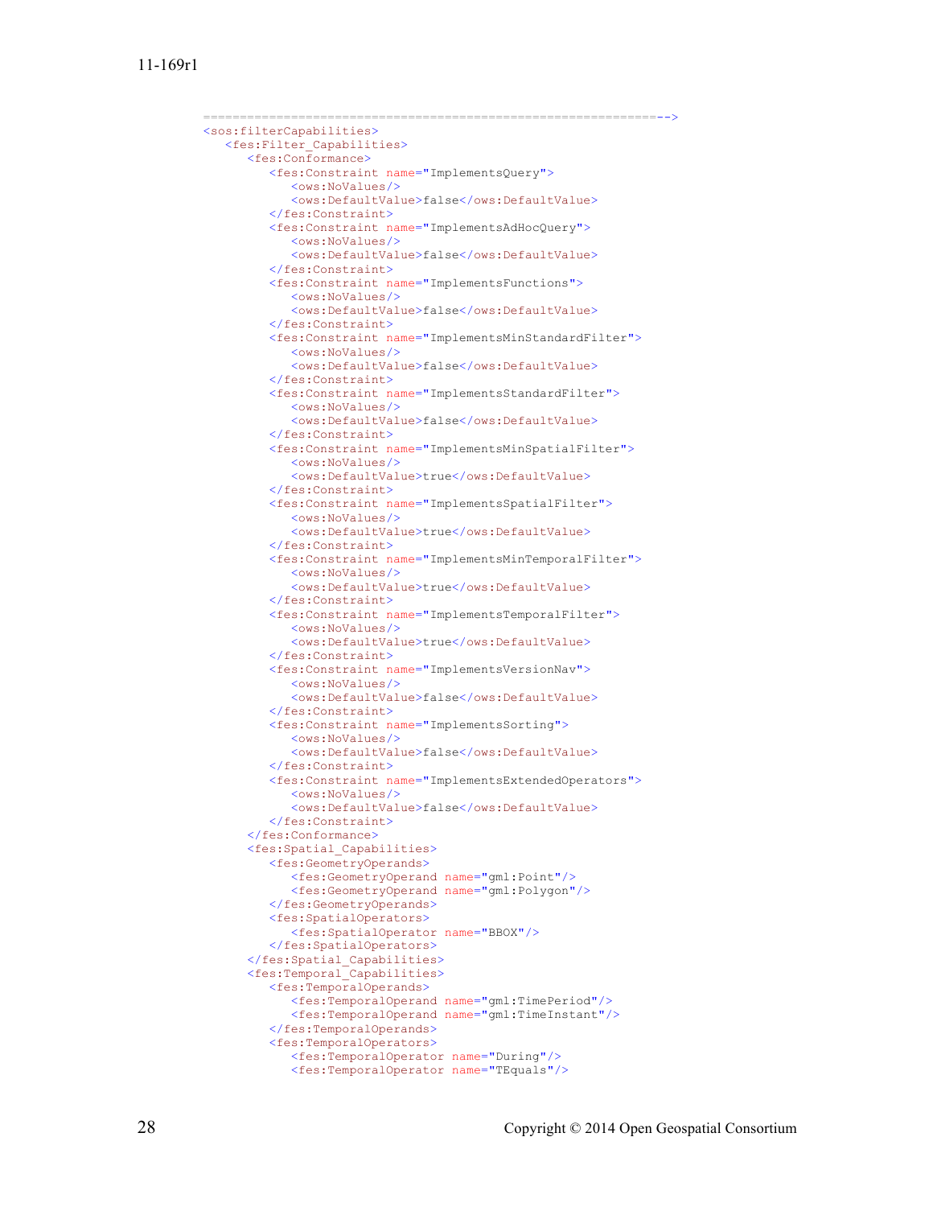```
==========================================================-->
<sos:filterCapabilities>
   <fes:Filter_Capabilities>
      <fes:Conformance>
         <fes:Constraint name="ImplementsQuery">
            <ows:NoValues/>
            <ows:DefaultValue>false</ows:DefaultValue>
         </fes:Constraint>
         <fes:Constraint name="ImplementsAdHocQuery">
            <ows:NoValues/>
            <ows:DefaultValue>false</ows:DefaultValue>
         </fes:Constraint>
         <fes:Constraint name="ImplementsFunctions">
            <ows:NoValues/>
            <ows:DefaultValue>false</ows:DefaultValue>
         </fes:Constraint>
         <fes:Constraint name="ImplementsMinStandardFilter">
            <ows:NoValues/>
            <ows:DefaultValue>false</ows:DefaultValue>
         </fes:Constraint>
         <fes:Constraint name="ImplementsStandardFilter">
            <ows:NoValues/>
            <ows:DefaultValue>false</ows:DefaultValue>
         </fes:Constraint>
         <fes:Constraint name="ImplementsMinSpatialFilter">
            <ows:NoValues/>
            <ows:DefaultValue>true</ows:DefaultValue>
         </fes:Constraint>
         <fes:Constraint name="ImplementsSpatialFilter">
            <ows:NoValues/>
            <ows:DefaultValue>true</ows:DefaultValue>
         </fes:Constraint>
         <fes:Constraint name="ImplementsMinTemporalFilter">
            <ows:NoValues/>
            <ows:DefaultValue>true</ows:DefaultValue>
         </fes:Constraint>
         <fes:Constraint name="ImplementsTemporalFilter">
            <ows:NoValues/>
            <ows:DefaultValue>true</ows:DefaultValue>
         </fes:Constraint>
         <fes:Constraint name="ImplementsVersionNav">
            <ows:NoValues/>
            <ows:DefaultValue>false</ows:DefaultValue>
         </fes:Constraint>
         <fes:Constraint name="ImplementsSorting">
            <ows:NoValues/>
            <ows:DefaultValue>false</ows:DefaultValue>
         </fes:Constraint>
         <fes:Constraint name="ImplementsExtendedOperators">
            <ows:NoValues/>
            <ows:DefaultValue>false</ows:DefaultValue>
         </fes:Constraint>
      </fes:Conformance>
      <fes:Spatial_Capabilities>
         <fes:GeometryOperands>
            <fes:GeometryOperand name="gml:Point"/>
            <fes:GeometryOperand name="gml:Polygon"/>
         </fes:GeometryOperands>
         <fes:SpatialOperators>
            <fes:SpatialOperator name="BBOX"/>
         </fes:SpatialOperators>
      </fes:Spatial_Capabilities>
      <fes:Temporal_Capabilities>
         <fes:TemporalOperands>
            <fes:TemporalOperand name="gml:TimePeriod"/>
            <fes:TemporalOperand name="gml:TimeInstant"/>
         </fes:TemporalOperands>
         <fes:TemporalOperators>
            <fes:TemporalOperator name="During"/>
            <fes:TemporalOperator name="TEquals"/>
```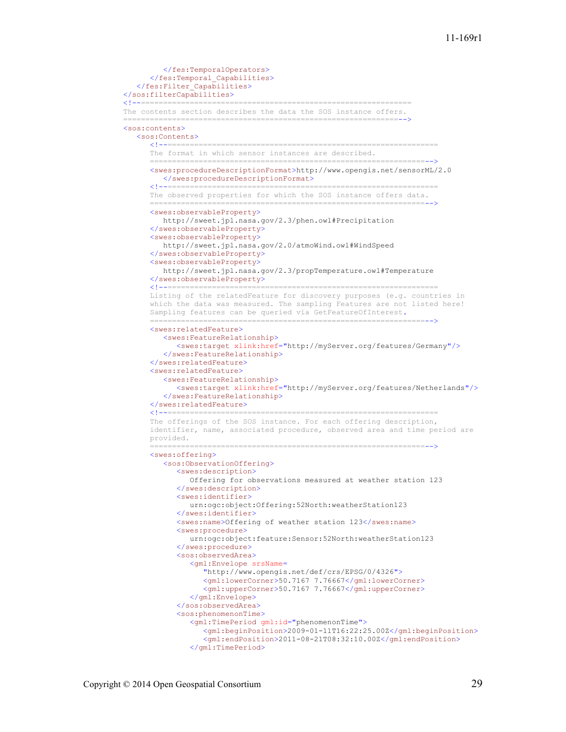```xml
        </fes:TemporalOperators>
      </fes:Temporal_Capabilities>
    </fes:Filter_Capabilities>
  </sos:filterCapabilities>
  <!--==============================================================
  The contents section describes the data the SOS instance offers.
  ==============================================================-->
  <sos:contents>
    <sos:Contents>
      <!--==============================================================
      The format in which sensor instances are described.
      ==============================================================-->
      <swes:procedureDescriptionFormat>http://www.opengis.net/sensorML/2.0
        </swes:procedureDescriptionFormat>
      <!--==============================================================
      The observed properties for which the SOS instance offers data.
      ==============================================================-->
      <swes:observableProperty>
        http://sweet.jpl.nasa.gov/2.3/phen.owl#Precipitation
      </swes:observableProperty>
      <swes:observableProperty>
        http://sweet.jpl.nasa.gov/2.0/atmoWind.owl#WindSpeed
      </swes:observableProperty>
      <swes:observableProperty>
        http://sweet.jpl.nasa.gov/2.3/propTemperature.owl#Temperature
      </swes:observableProperty>
      <!--==============================================================
      Listing of the relatedFeature for discovery purposes (e.g. countries in
      which the data was measured. The sampling Features are not listed here!
      Sampling features can be queried via GetFeatureOfInterest.
      ==============================================================-->
      <swes:relatedFeature>
        <swes:FeatureRelationship>
          <swes:target xlink:href="http://myServer.org/features/Germany"/>
        </swes:FeatureRelationship>
      </swes:relatedFeature>
      <swes:relatedFeature>
        <swes:FeatureRelationship>
          <swes:target xlink:href="http://myServer.org/features/Netherlands"/>
        </swes:FeatureRelationship>
      </swes:relatedFeature>
      <!--==============================================================
      The offerings of the SOS instance. For each offering description,
      identifier, name, associated procedure, observed area and time period are
      provided.
      ==============================================================-->
      <swes:offering>
        <sos:ObservationOffering>
          <swes:description>
            Offering for observations measured at weather station 123
          </swes:description>
          <swes:identifier>
            urn:ogc:object:Offering:52North:weatherStation123
          </swes:identifier>
          <swes:name>Offering of weather station 123</swes:name>
          <swes:procedure>
            urn:ogc:object:feature:Sensor:52North:weatherStation123
          </swes:procedure>
          <sos:observedArea>
            <gml:Envelope srsName=
              "http://www.opengis.net/def/crs/EPSG/0/4326">
              <gml:lowerCorner>50.7167 7.76667</gml:lowerCorner>
              <gml:upperCorner>50.7167 7.76667</gml:upperCorner>
            </gml:Envelope>
          </sos:observedArea>
          <sos:phenomenonTime>
            <gml:TimePeriod gml:id="phenomenonTime">
              <gml:beginPosition>2009-01-11T16:22:25.00Z</gml:beginPosition>
              <gml:endPosition>2011-08-21T08:32:10.00Z</gml:endPosition>
            </gml:TimePeriod>
```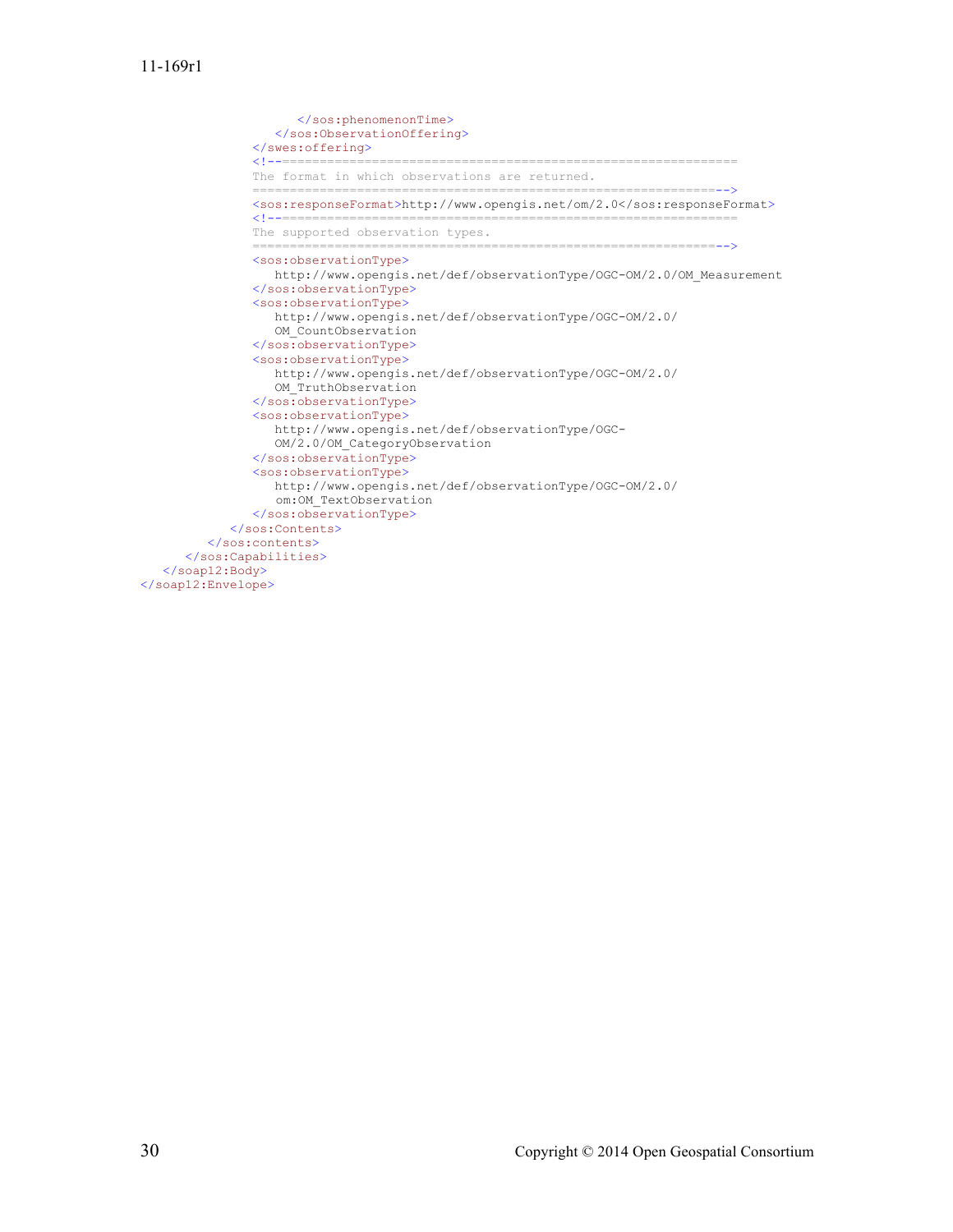```
                  </sos:phenomenonTime>
               </sos:ObservationOffering>
            </swes:offering>
            <!--============================================================
            The format in which observations are returned.
            =============================================================-->
            <sos:responseFormat>http://www.opengis.net/om/2.0</sos:responseFormat>
            <!--============================================================
            The supported observation types.
            =============================================================-->
            <sos:observationType>
               http://www.opengis.net/def/observationType/OGC-OM/2.0/OM_Measurement
            </sos:observationType>
            <sos:observationType>
               http://www.opengis.net/def/observationType/OGC-OM/2.0/
               OM_CountObservation
            </sos:observationType>
            <sos:observationType>
               http://www.opengis.net/def/observationType/OGC-OM/2.0/
               OM_TruthObservation
            </sos:observationType>
            <sos:observationType>
               http://www.opengis.net/def/observationType/OGC-
               OM/2.0/OM_CategoryObservation
            </sos:observationType>
            <sos:observationType>
               http://www.opengis.net/def/observationType/OGC-OM/2.0/
               om:OM_TextObservation
            </sos:observationType>
         </sos:Contents>
      </sos:contents>
   </sos:Capabilities>
</soap12:Body>
</soap12:Envelope>
```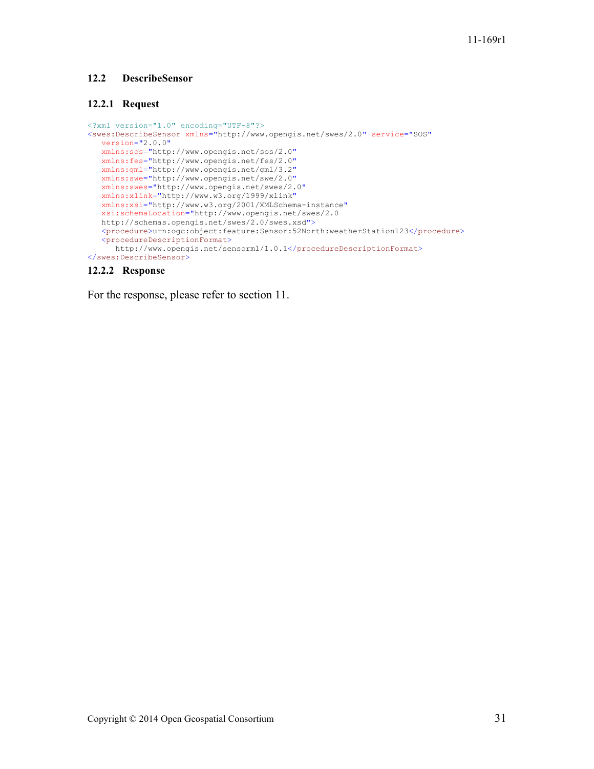## 12.2 DescribeSensor

### 12.2.1 Request

```
<?xml version="1.0" encoding="UTF-8"?>
<swes:DescribeSensor xmlns="http://www.opengis.net/swes/2.0" service="SOS"
   version="2.0.0"
   xmlns:sos="http://www.opengis.net/sos/2.0"
   xmlns:fes="http://www.opengis.net/fes/2.0"
   xmlns:gml="http://www.opengis.net/gml/3.2"
   xmlns:swe="http://www.opengis.net/swe/2.0"
   xmlns:swes="http://www.opengis.net/swes/2.0"
   xmlns:xlink="http://www.w3.org/1999/xlink"
   xmlns:xsi="http://www.w3.org/2001/XMLSchema-instance"
   xsi:schemaLocation="http://www.opengis.net/swes/2.0
   http://schemas.opengis.net/swes/2.0/swes.xsd">
   <procedure>urn:ogc:object:feature:Sensor:52North:weatherStation123</procedure>
   <procedureDescriptionFormat>
      http://www.opengis.net/sensorml/1.0.1</procedureDescriptionFormat>
</swes:DescribeSensor>
```

### 12.2.2 Response

For the response, please refer to section 11.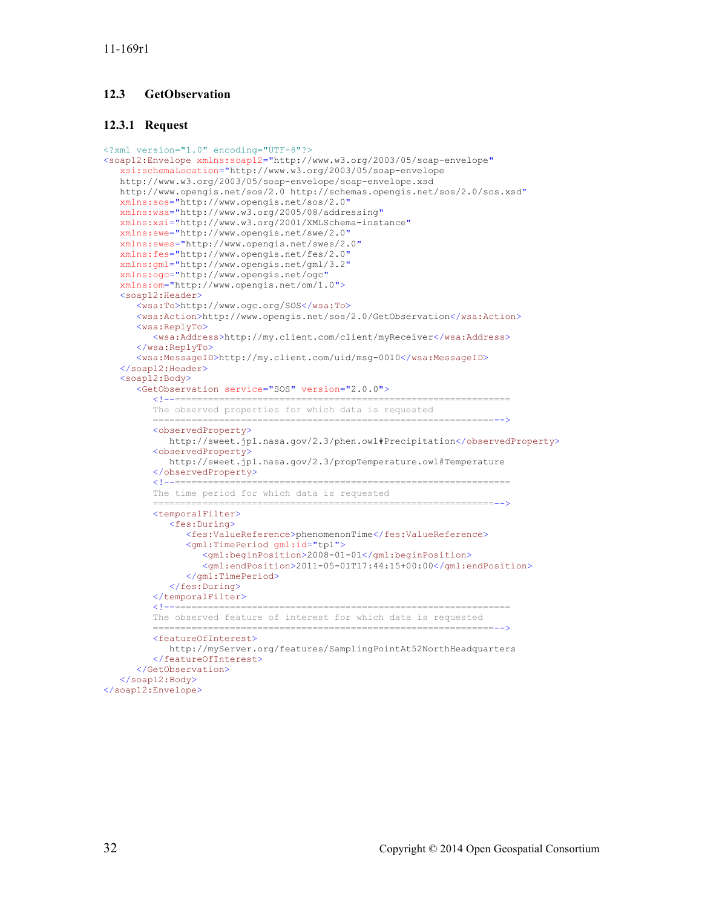### 12.3 GetObservation

#### 12.3.1 Request

```
<?xml version="1.0" encoding="UTF-8"?>
<soap12:Envelope xmlns:soap12="http://www.w3.org/2003/05/soap-envelope"
   xsi:schemaLocation="http://www.w3.org/2003/05/soap-envelope
   http://www.w3.org/2003/05/soap-envelope/soap-envelope.xsd
   http://www.opengis.net/sos/2.0 http://schemas.opengis.net/sos/2.0/sos.xsd"
   xmlns:sos="http://www.opengis.net/sos/2.0"
   xmlns:wsa="http://www.w3.org/2005/08/addressing"
   xmlns:xsi="http://www.w3.org/2001/XMLSchema-instance"
   xmlns:swe="http://www.opengis.net/swe/2.0"
   xmlns:swes="http://www.opengis.net/swes/2.0"
   xmlns:fes="http://www.opengis.net/fes/2.0"
   xmlns:gml="http://www.opengis.net/gml/3.2"
   xmlns:ogc="http://www.opengis.net/ogc"
   xmlns:om="http://www.opengis.net/om/1.0">
   <soap12:Header>
      <wsa:To>http://www.ogc.org/SOS</wsa:To>
      <wsa:Action>http://www.opengis.net/sos/2.0/GetObservation</wsa:Action>
      <wsa:ReplyTo>
         <wsa:Address>http://my.client.com/client/myReceiver</wsa:Address>
      </wsa:ReplyTo>
      <wsa:MessageID>http://my.client.com/uid/msg-0010</wsa:MessageID>
   </soap12:Header>
   <soap12:Body>
      <GetObservation service="SOS" version="2.0.0">
         <!--=============================================================
         The observed properties for which data is requested
         =============================================================-->
         <observedProperty>
            http://sweet.jpl.nasa.gov/2.3/phen.owl#Precipitation</observedProperty>
         <observedProperty>
            http://sweet.jpl.nasa.gov/2.3/propTemperature.owl#Temperature
         </observedProperty>
         <!--=============================================================
         The time period for which data is requested
         =============================================================-->
         <temporalFilter>
            <fes:During>
               <fes:ValueReference>phenomenonTime</fes:ValueReference>
               <gml:TimePeriod gml:id="tp1">
                  <gml:beginPosition>2008-01-01</gml:beginPosition>
                  <gml:endPosition>2011-05-01T17:44:15+00:00</gml:endPosition>
               </gml:TimePeriod>
            </fes:During>
         </temporalFilter>
         <!--=============================================================
         The observed feature of interest for which data is requested
         =============================================================-->
         <featureOfInterest>
            http://myServer.org/features/SamplingPointAt52NorthHeadquarters
         </featureOfInterest>
      </GetObservation>
   </soap12:Body>
</soap12:Envelope>
```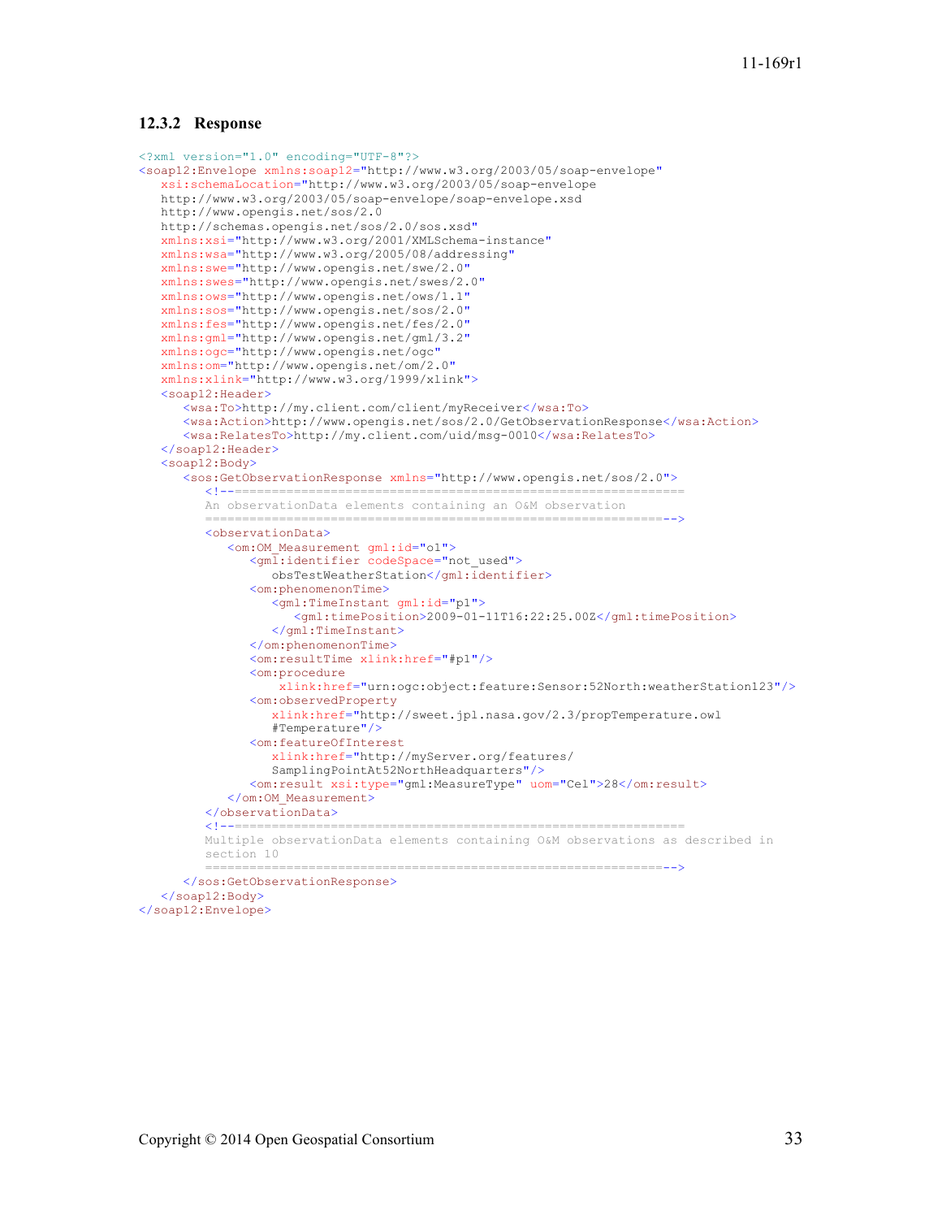### 12.3.2 Response

```xml
<?xml version="1.0" encoding="UTF-8"?>
<soap12:Envelope xmlns:soap12="http://www.w3.org/2003/05/soap-envelope"
   xsi:schemaLocation="http://www.w3.org/2003/05/soap-envelope
   http://www.w3.org/2003/05/soap-envelope/soap-envelope.xsd
   http://www.opengis.net/sos/2.0
   http://schemas.opengis.net/sos/2.0/sos.xsd"
   xmlns:xsi="http://www.w3.org/2001/XMLSchema-instance"
   xmlns:wsa="http://www.w3.org/2005/08/addressing"
   xmlns:swe="http://www.opengis.net/swe/2.0"
   xmlns:swes="http://www.opengis.net/swes/2.0"
   xmlns:ows="http://www.opengis.net/ows/1.1"
   xmlns:sos="http://www.opengis.net/sos/2.0"
   xmlns:fes="http://www.opengis.net/fes/2.0"
   xmlns:gml="http://www.opengis.net/gml/3.2"
   xmlns:ogc="http://www.opengis.net/ogc"
   xmlns:om="http://www.opengis.net/om/2.0"
   xmlns:xlink="http://www.w3.org/1999/xlink">
   <soap12:Header>
      <wsa:To>http://my.client.com/client/myReceiver</wsa:To>
      <wsa:Action>http://www.opengis.net/sos/2.0/GetObservationResponse</wsa:Action>
      <wsa:RelatesTo>http://my.client.com/uid/msg-0010</wsa:RelatesTo>
   </soap12:Header>
   <soap12:Body>
      <sos:GetObservationResponse xmlns="http://www.opengis.net/sos/2.0">
         <!--============================================================
         An observationData elements containing an O&M observation
         ============================================================-->
         <observationData>
            <om:OM_Measurement gml:id="o1">
               <gml:identifier codeSpace="not_used">
                  obsTestWeatherStation</gml:identifier>
               <om:phenomenonTime>
                  <gml:TimeInstant gml:id="p1">
                     <gml:timePosition>2009-01-11T16:22:25.00Z</gml:timePosition>
                  </gml:TimeInstant>
               </om:phenomenonTime>
               <om:resultTime xlink:href="#p1"/>
               <om:procedure
                   xlink:href="urn:ogc:object:feature:Sensor:52North:weatherStation123"/>
               <om:observedProperty
                  xlink:href="http://sweet.jpl.nasa.gov/2.3/propTemperature.owl
                  #Temperature"/>
               <om:featureOfInterest
                  xlink:href="http://myServer.org/features/
                  SamplingPointAt52NorthHeadquarters"/>
               <om:result xsi:type="gml:MeasureType" uom="Cel">28</om:result>
            </om:OM_Measurement>
         </observationData>
         <!--============================================================
         Multiple observationData elements containing O&M observations as described in
         section 10
         ============================================================-->
      </sos:GetObservationResponse>
   </soap12:Body>
</soap12:Envelope>
```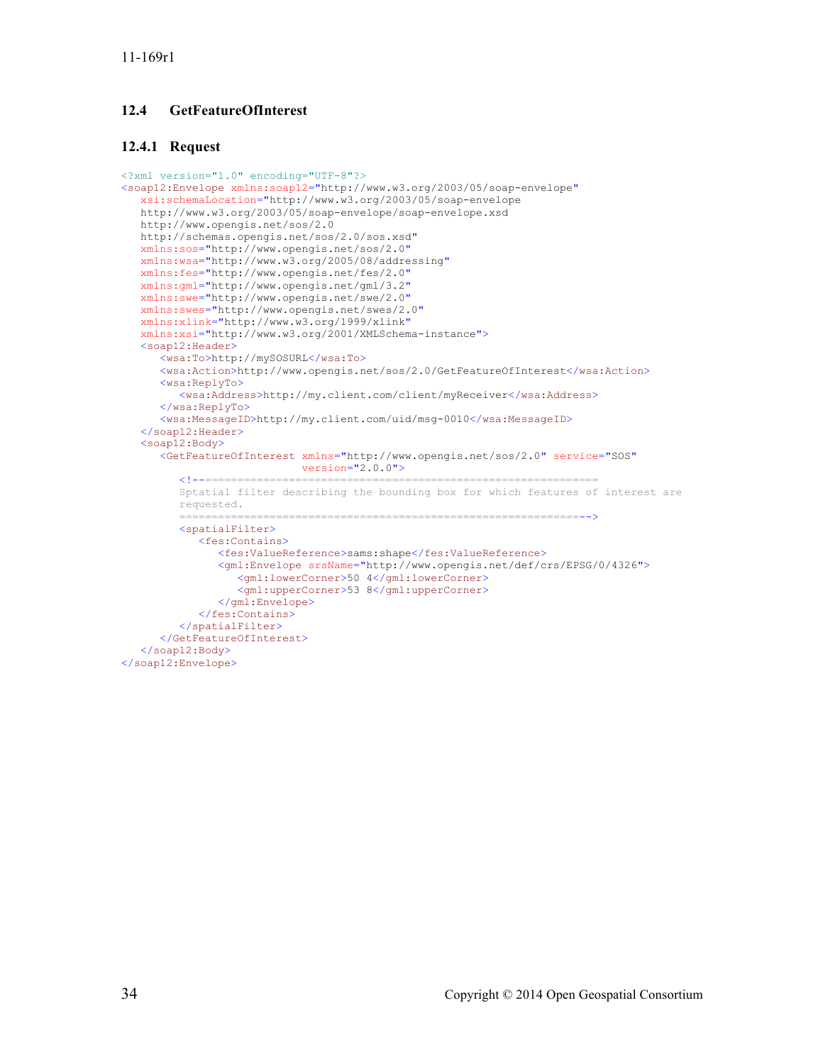## 12.4 GetFeatureOfInterest

### 12.4.1 Request

```
<?xml version="1.0" encoding="UTF-8"?>
<soap12:Envelope xmlns:soap12="http://www.w3.org/2003/05/soap-envelope"
   xsi:schemaLocation="http://www.w3.org/2003/05/soap-envelope
   http://www.w3.org/2003/05/soap-envelope/soap-envelope.xsd
   http://www.opengis.net/sos/2.0
   http://schemas.opengis.net/sos/2.0/sos.xsd"
   xmlns:sos="http://www.opengis.net/sos/2.0"
   xmlns:wsa="http://www.w3.org/2005/08/addressing"
   xmlns:fes="http://www.opengis.net/fes/2.0"
   xmlns:gml="http://www.opengis.net/gml/3.2"
   xmlns:swe="http://www.opengis.net/swe/2.0"
   xmlns:swes="http://www.opengis.net/swes/2.0"
   xmlns:xlink="http://www.w3.org/1999/xlink"
   xmlns:xsi="http://www.w3.org/2001/XMLSchema-instance">
   <soap12:Header>
      <wsa:To>http://mySOSURL</wsa:To>
      <wsa:Action>http://www.opengis.net/sos/2.0/GetFeatureOfInterest</wsa:Action>
      <wsa:ReplyTo>
         <wsa:Address>http://my.client.com/client/myReceiver</wsa:Address>
      </wsa:ReplyTo>
      <wsa:MessageID>http://my.client.com/uid/msg-0010</wsa:MessageID>
   </soap12:Header>
   <soap12:Body>
      <GetFeatureOfInterest xmlns="http://www.opengis.net/sos/2.0" service="SOS"
                            version="2.0.0">
         <!--============================================================
         Sptatial filter describing the bounding box for which features of interest are
         requested.
         ==============================================================-->
         <spatialFilter>
            <fes:Contains>
               <fes:ValueReference>sams:shape</fes:ValueReference>
               <gml:Envelope srsName="http://www.opengis.net/def/crs/EPSG/0/4326">
                  <gml:lowerCorner>50 4</gml:lowerCorner>
                  <gml:upperCorner>53 8</gml:upperCorner>
               </gml:Envelope>
            </fes:Contains>
         </spatialFilter>
      </GetFeatureOfInterest>
   </soap12:Body>
</soap12:Envelope>
```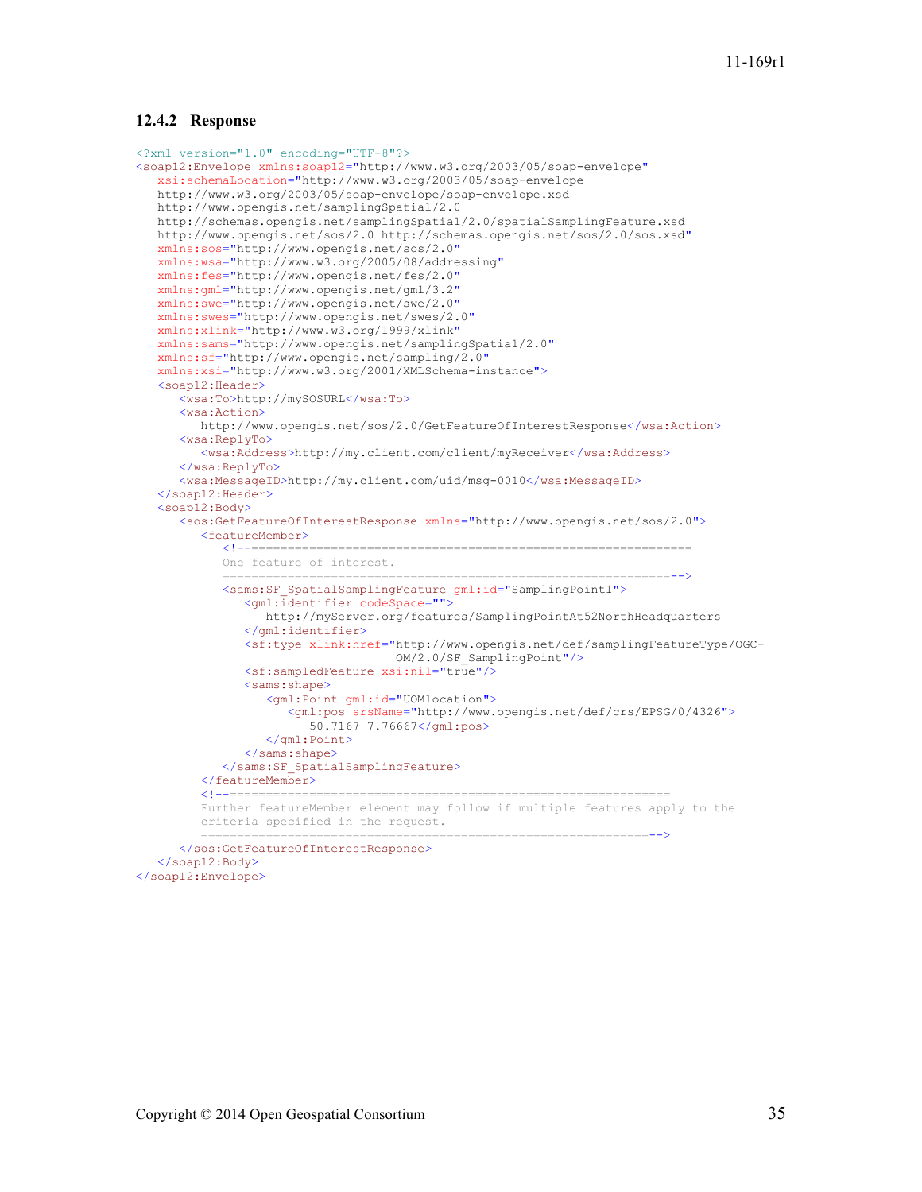### 12.4.2 Response

```xml
<?xml version="1.0" encoding="UTF-8"?>
<soap12:Envelope xmlns:soap12="http://www.w3.org/2003/05/soap-envelope"
   xsi:schemaLocation="http://www.w3.org/2003/05/soap-envelope
   http://www.w3.org/2003/05/soap-envelope/soap-envelope.xsd
   http://www.opengis.net/samplingSpatial/2.0
   http://schemas.opengis.net/samplingSpatial/2.0/spatialSamplingFeature.xsd
   http://www.opengis.net/sos/2.0 http://schemas.opengis.net/sos/2.0/sos.xsd"
   xmlns:sos="http://www.opengis.net/sos/2.0"
   xmlns:wsa="http://www.w3.org/2005/08/addressing"
   xmlns:fes="http://www.opengis.net/fes/2.0"
   xmlns:gml="http://www.opengis.net/gml/3.2"
   xmlns:swe="http://www.opengis.net/swe/2.0"
   xmlns:swes="http://www.opengis.net/swes/2.0"
   xmlns:xlink="http://www.w3.org/1999/xlink"
   xmlns:sams="http://www.opengis.net/samplingSpatial/2.0"
   xmlns:sf="http://www.opengis.net/sampling/2.0"
   xmlns:xsi="http://www.w3.org/2001/XMLSchema-instance">
   <soap12:Header>
      <wsa:To>http://mySOSURL</wsa:To>
      <wsa:Action>
         http://www.opengis.net/sos/2.0/GetFeatureOfInterestResponse</wsa:Action>
      <wsa:ReplyTo>
         <wsa:Address>http://my.client.com/client/myReceiver</wsa:Address>
      </wsa:ReplyTo>
      <wsa:MessageID>http://my.client.com/uid/msg-0010</wsa:MessageID>
   </soap12:Header>
   <soap12:Body>
      <sos:GetFeatureOfInterestResponse xmlns="http://www.opengis.net/sos/2.0">
         <featureMember>
            <!--===========================================================
            One feature of interest.
            ============================================================-->
            <sams:SF_SpatialSamplingFeature gml:id="SamplingPoint1">
               <gml:identifier codeSpace="">
                  http://myServer.org/features/SamplingPointAt52NorthHeadquarters
               </gml:identifier>
               <sf:type xlink:href="http://www.opengis.net/def/samplingFeatureType/OGC-
                                   OM/2.0/SF_SamplingPoint"/>
               <sf:sampledFeature xsi:nil="true"/>
               <sams:shape>
                  <gml:Point gml:id="UOMlocation">
                     <gml:pos srsName="http://www.opengis.net/def/crs/EPSG/0/4326">
                        50.7167 7.76667</gml:pos>
                  </gml:Point>
               </sams:shape>
            </sams:SF_SpatialSamplingFeature>
         </featureMember>
         <!--===========================================================
         Further featureMember element may follow if multiple features apply to the
         criteria specified in the request.
         ============================================================-->
      </sos:GetFeatureOfInterestResponse>
   </soap12:Body>
</soap12:Envelope>
```